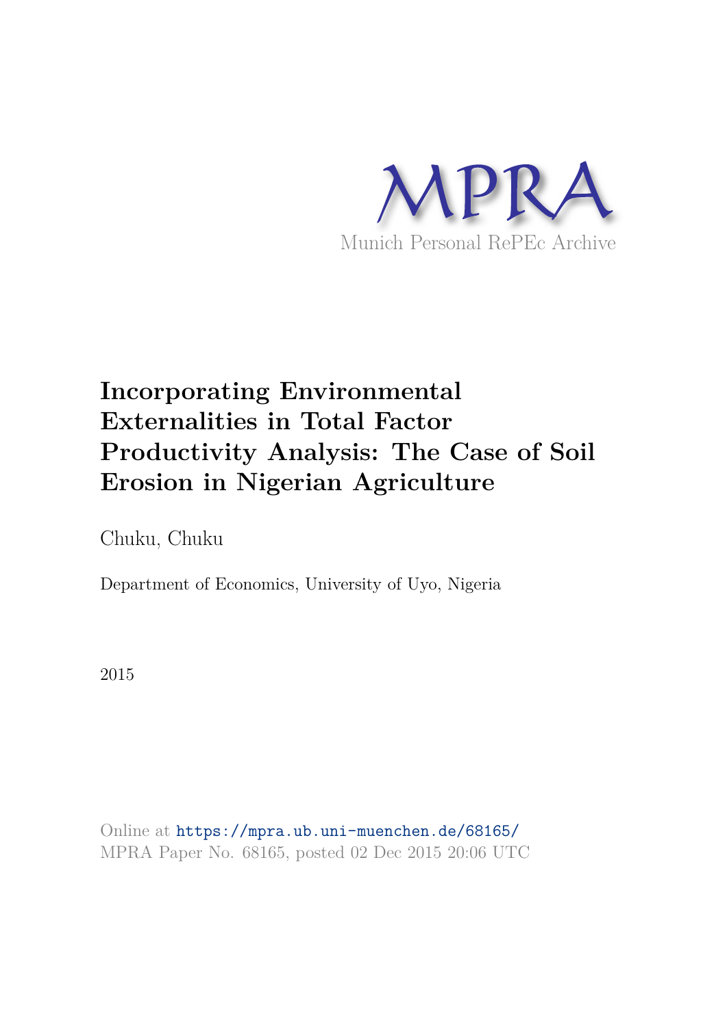MPRA

Munich Personal RePEc Archive

# Incorporating Environmental Externalities in Total Factor Productivity Analysis: The Case of Soil Erosion in Nigerian Agriculture

Chuku, Chuku

Department of Economics, University of Uyo, Nigeria

2015

Online at https://mpra.ub.uni-muenchen.de/68165/
MPRA Paper No. 68165, posted 02 Dec 2015 20:06 UTC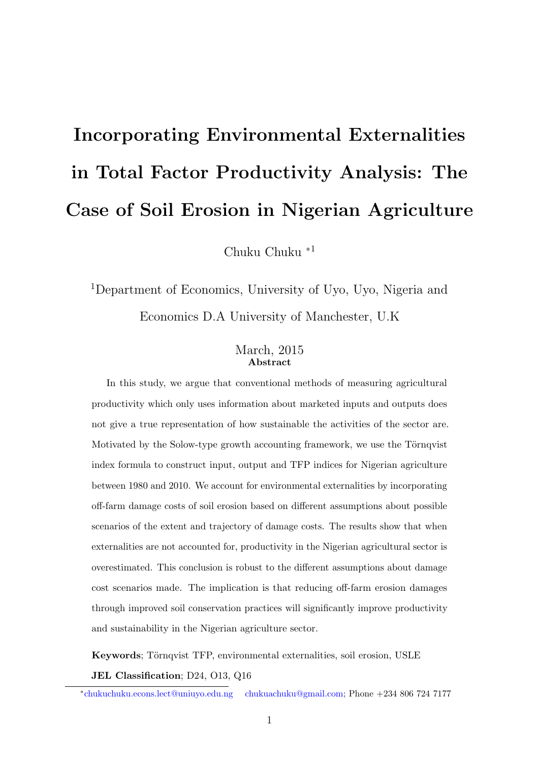# Incorporating Environmental Externalities in Total Factor Productivity Analysis: The Case of Soil Erosion in Nigerian Agriculture

Chuku Chuku *[1]

[1]Department of Economics, University of Uyo, Uyo, Nigeria and Economics D.A University of Manchester, U.K

March, 2015

**Abstract**

In this study, we argue that conventional methods of measuring agricultural productivity which only uses information about marketed inputs and outputs does not give a true representation of how sustainable the activities of the sector are. Motivated by the Solow-type growth accounting framework, we use the Törnqvist index formula to construct input, output and TFP indices for Nigerian agriculture between 1980 and 2010. We account for environmental externalities by incorporating off-farm damage costs of soil erosion based on different assumptions about possible scenarios of the extent and trajectory of damage costs. The results show that when externalities are not accounted for, productivity in the Nigerian agricultural sector is overestimated. This conclusion is robust to the different assumptions about damage cost scenarios made. The implication is that reducing off-farm erosion damages through improved soil conservation practices will significantly improve productivity and sustainability in the Nigerian agriculture sector.

**Keywords**; Törnqvist TFP, environmental externalities, soil erosion, USLE

**JEL Classification**; D24, O13, Q16

*chukuchuku.econs.lect@uniuyo.edu.ng chukuachuku@gmail.com; Phone +234 806 724 7177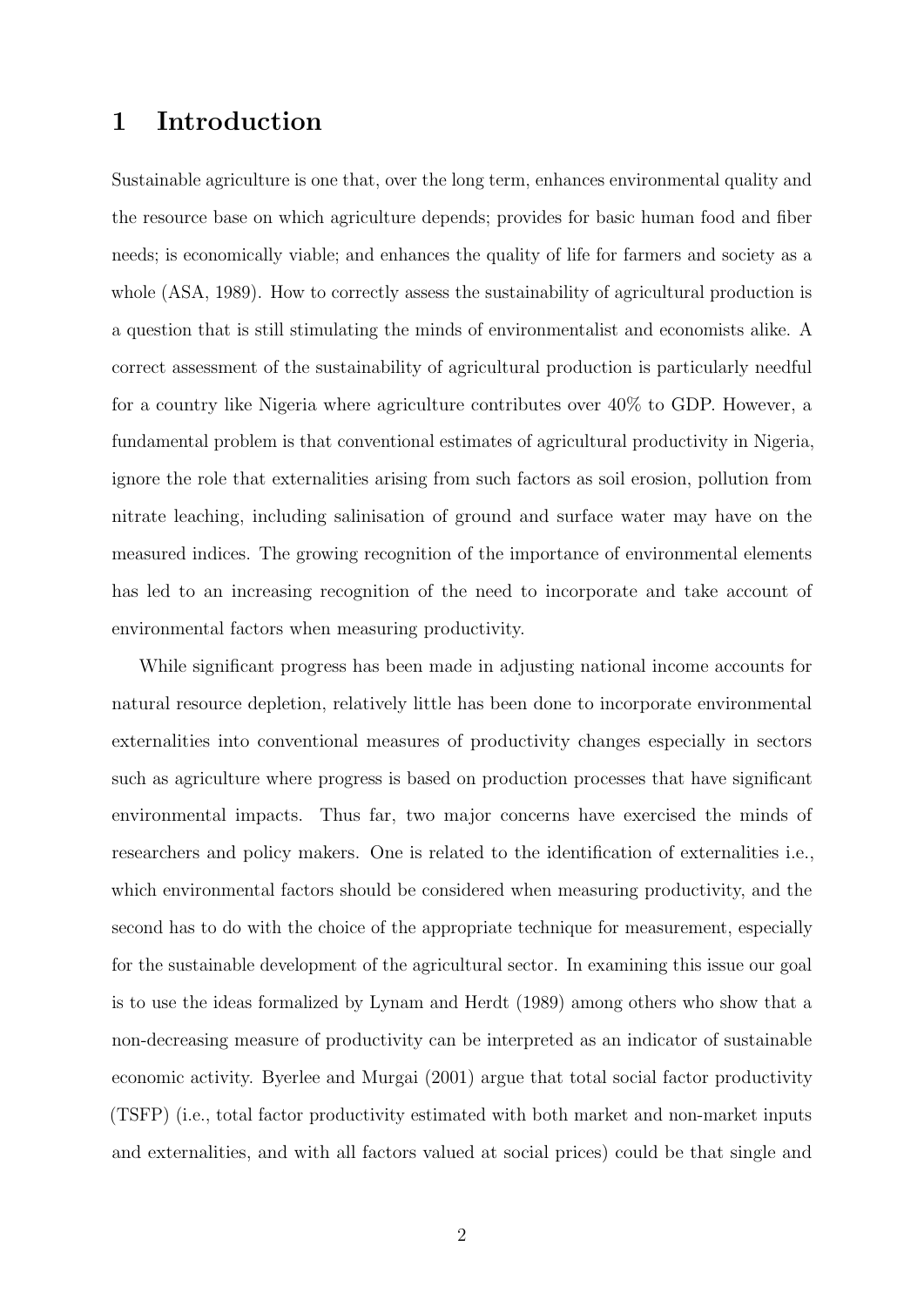# 1 Introduction

Sustainable agriculture is one that, over the long term, enhances environmental quality and the resource base on which agriculture depends; provides for basic human food and fiber needs; is economically viable; and enhances the quality of life for farmers and society as a whole (ASA, 1989). How to correctly assess the sustainability of agricultural production is a question that is still stimulating the minds of environmentalist and economists alike. A correct assessment of the sustainability of agricultural production is particularly needful for a country like Nigeria where agriculture contributes over 40% to GDP. However, a fundamental problem is that conventional estimates of agricultural productivity in Nigeria, ignore the role that externalities arising from such factors as soil erosion, pollution from nitrate leaching, including salinisation of ground and surface water may have on the measured indices. The growing recognition of the importance of environmental elements has led to an increasing recognition of the need to incorporate and take account of environmental factors when measuring productivity.

While significant progress has been made in adjusting national income accounts for natural resource depletion, relatively little has been done to incorporate environmental externalities into conventional measures of productivity changes especially in sectors such as agriculture where progress is based on production processes that have significant environmental impacts. Thus far, two major concerns have exercised the minds of researchers and policy makers. One is related to the identification of externalities i.e., which environmental factors should be considered when measuring productivity, and the second has to do with the choice of the appropriate technique for measurement, especially for the sustainable development of the agricultural sector. In examining this issue our goal is to use the ideas formalized by Lynam and Herdt (1989) among others who show that a non-decreasing measure of productivity can be interpreted as an indicator of sustainable economic activity. Byerlee and Murgai (2001) argue that total social factor productivity (TSFP) (i.e., total factor productivity estimated with both market and non-market inputs and externalities, and with all factors valued at social prices) could be that single and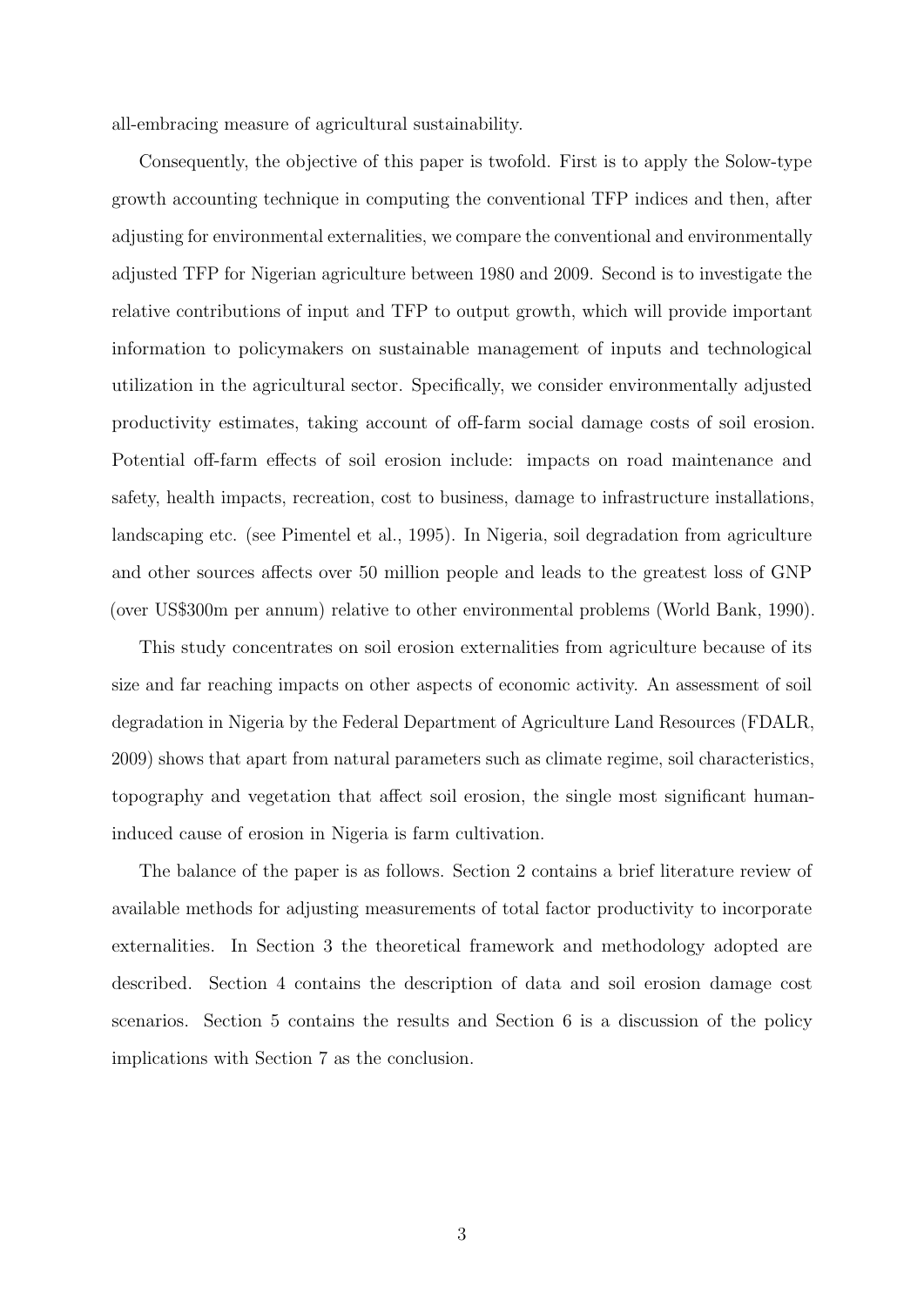all-embracing measure of agricultural sustainability.

Consequently, the objective of this paper is twofold. First is to apply the Solow-type growth accounting technique in computing the conventional TFP indices and then, after adjusting for environmental externalities, we compare the conventional and environmentally adjusted TFP for Nigerian agriculture between 1980 and 2009. Second is to investigate the relative contributions of input and TFP to output growth, which will provide important information to policymakers on sustainable management of inputs and technological utilization in the agricultural sector. Specifically, we consider environmentally adjusted productivity estimates, taking account of off-farm social damage costs of soil erosion. Potential off-farm effects of soil erosion include: impacts on road maintenance and safety, health impacts, recreation, cost to business, damage to infrastructure installations, landscaping etc. (see Pimentel et al., 1995). In Nigeria, soil degradation from agriculture and other sources affects over 50 million people and leads to the greatest loss of GNP (over US$300m per annum) relative to other environmental problems (World Bank, 1990).

This study concentrates on soil erosion externalities from agriculture because of its size and far reaching impacts on other aspects of economic activity. An assessment of soil degradation in Nigeria by the Federal Department of Agriculture Land Resources (FDALR, 2009) shows that apart from natural parameters such as climate regime, soil characteristics, topography and vegetation that affect soil erosion, the single most significant human-induced cause of erosion in Nigeria is farm cultivation.

The balance of the paper is as follows. Section 2 contains a brief literature review of available methods for adjusting measurements of total factor productivity to incorporate externalities. In Section 3 the theoretical framework and methodology adopted are described. Section 4 contains the description of data and soil erosion damage cost scenarios. Section 5 contains the results and Section 6 is a discussion of the policy implications with Section 7 as the conclusion.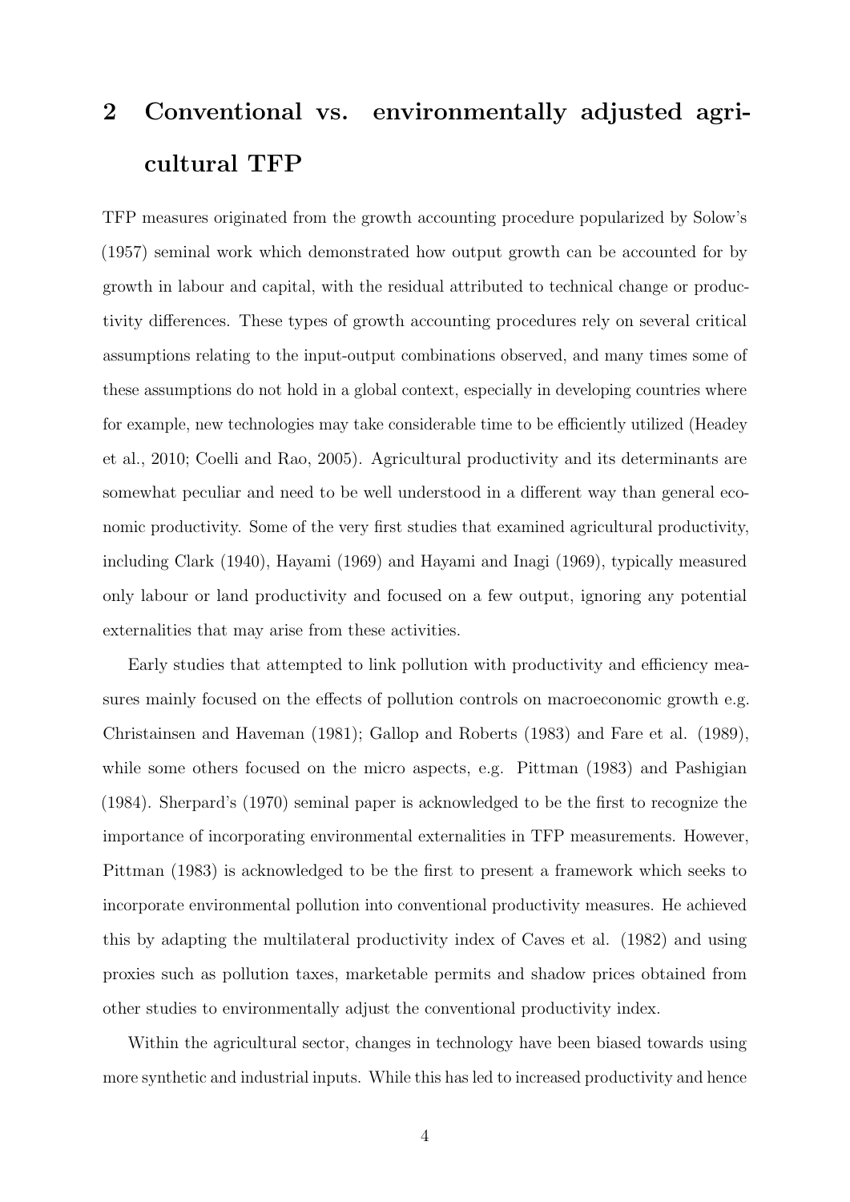## 2 Conventional vs. environmentally adjusted agricultural TFP

TFP measures originated from the growth accounting procedure popularized by Solow's (1957) seminal work which demonstrated how output growth can be accounted for by growth in labour and capital, with the residual attributed to technical change or productivity differences. These types of growth accounting procedures rely on several critical assumptions relating to the input-output combinations observed, and many times some of these assumptions do not hold in a global context, especially in developing countries where for example, new technologies may take considerable time to be efficiently utilized (Headey et al., 2010; Coelli and Rao, 2005). Agricultural productivity and its determinants are somewhat peculiar and need to be well understood in a different way than general economic productivity. Some of the very first studies that examined agricultural productivity, including Clark (1940), Hayami (1969) and Hayami and Inagi (1969), typically measured only labour or land productivity and focused on a few output, ignoring any potential externalities that may arise from these activities.

Early studies that attempted to link pollution with productivity and efficiency measures mainly focused on the effects of pollution controls on macroeconomic growth e.g. Christainsen and Haveman (1981); Gallop and Roberts (1983) and Fare et al. (1989), while some others focused on the micro aspects, e.g. Pittman (1983) and Pashigian (1984). Sherpard's (1970) seminal paper is acknowledged to be the first to recognize the importance of incorporating environmental externalities in TFP measurements. However, Pittman (1983) is acknowledged to be the first to present a framework which seeks to incorporate environmental pollution into conventional productivity measures. He achieved this by adapting the multilateral productivity index of Caves et al. (1982) and using proxies such as pollution taxes, marketable permits and shadow prices obtained from other studies to environmentally adjust the conventional productivity index.

Within the agricultural sector, changes in technology have been biased towards using more synthetic and industrial inputs. While this has led to increased productivity and hence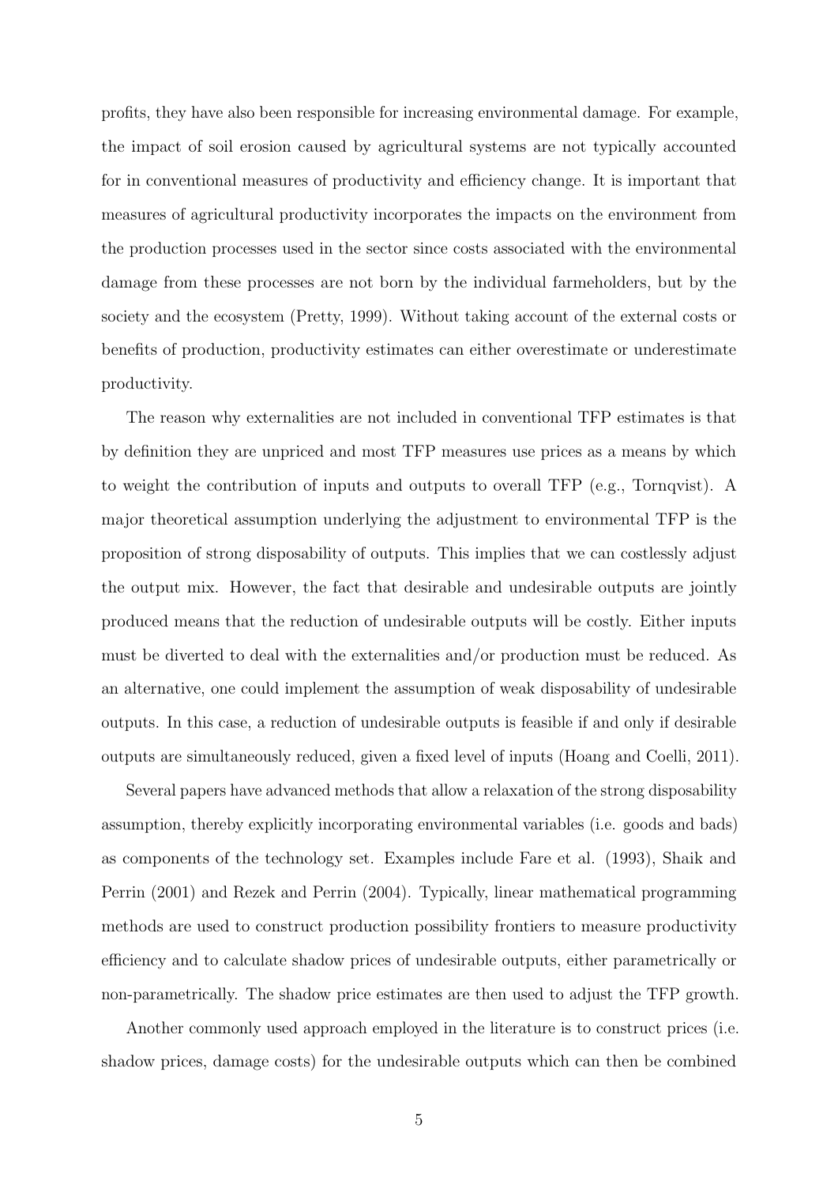profits, they have also been responsible for increasing environmental damage. For example, the impact of soil erosion caused by agricultural systems are not typically accounted for in conventional measures of productivity and efficiency change. It is important that measures of agricultural productivity incorporates the impacts on the environment from the production processes used in the sector since costs associated with the environmental damage from these processes are not born by the individual farmeholders, but by the society and the ecosystem (Pretty, 1999). Without taking account of the external costs or benefits of production, productivity estimates can either overestimate or underestimate productivity.

The reason why externalities are not included in conventional TFP estimates is that by definition they are unpriced and most TFP measures use prices as a means by which to weight the contribution of inputs and outputs to overall TFP (e.g., Tornqvist). A major theoretical assumption underlying the adjustment to environmental TFP is the proposition of strong disposability of outputs. This implies that we can costlessly adjust the output mix. However, the fact that desirable and undesirable outputs are jointly produced means that the reduction of undesirable outputs will be costly. Either inputs must be diverted to deal with the externalities and/or production must be reduced. As an alternative, one could implement the assumption of weak disposability of undesirable outputs. In this case, a reduction of undesirable outputs is feasible if and only if desirable outputs are simultaneously reduced, given a fixed level of inputs (Hoang and Coelli, 2011).

Several papers have advanced methods that allow a relaxation of the strong disposability assumption, thereby explicitly incorporating environmental variables (i.e. goods and bads) as components of the technology set. Examples include Fare et al. (1993), Shaik and Perrin (2001) and Rezek and Perrin (2004). Typically, linear mathematical programming methods are used to construct production possibility frontiers to measure productivity efficiency and to calculate shadow prices of undesirable outputs, either parametrically or non-parametrically. The shadow price estimates are then used to adjust the TFP growth.

Another commonly used approach employed in the literature is to construct prices (i.e. shadow prices, damage costs) for the undesirable outputs which can then be combined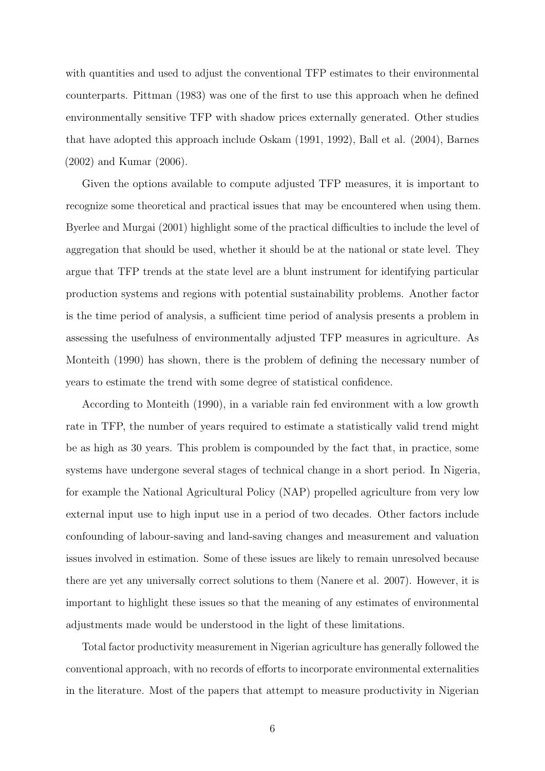with quantities and used to adjust the conventional TFP estimates to their environmental counterparts. Pittman (1983) was one of the first to use this approach when he defined environmentally sensitive TFP with shadow prices externally generated. Other studies that have adopted this approach include Oskam (1991, 1992), Ball et al. (2004), Barnes (2002) and Kumar (2006).

Given the options available to compute adjusted TFP measures, it is important to recognize some theoretical and practical issues that may be encountered when using them. Byerlee and Murgai (2001) highlight some of the practical difficulties to include the level of aggregation that should be used, whether it should be at the national or state level. They argue that TFP trends at the state level are a blunt instrument for identifying particular production systems and regions with potential sustainability problems. Another factor is the time period of analysis, a sufficient time period of analysis presents a problem in assessing the usefulness of environmentally adjusted TFP measures in agriculture. As Monteith (1990) has shown, there is the problem of defining the necessary number of years to estimate the trend with some degree of statistical confidence.

According to Monteith (1990), in a variable rain fed environment with a low growth rate in TFP, the number of years required to estimate a statistically valid trend might be as high as 30 years. This problem is compounded by the fact that, in practice, some systems have undergone several stages of technical change in a short period. In Nigeria, for example the National Agricultural Policy (NAP) propelled agriculture from very low external input use to high input use in a period of two decades. Other factors include confounding of labour-saving and land-saving changes and measurement and valuation issues involved in estimation. Some of these issues are likely to remain unresolved because there are yet any universally correct solutions to them (Nanere et al. 2007). However, it is important to highlight these issues so that the meaning of any estimates of environmental adjustments made would be understood in the light of these limitations.

Total factor productivity measurement in Nigerian agriculture has generally followed the conventional approach, with no records of efforts to incorporate environmental externalities in the literature. Most of the papers that attempt to measure productivity in Nigerian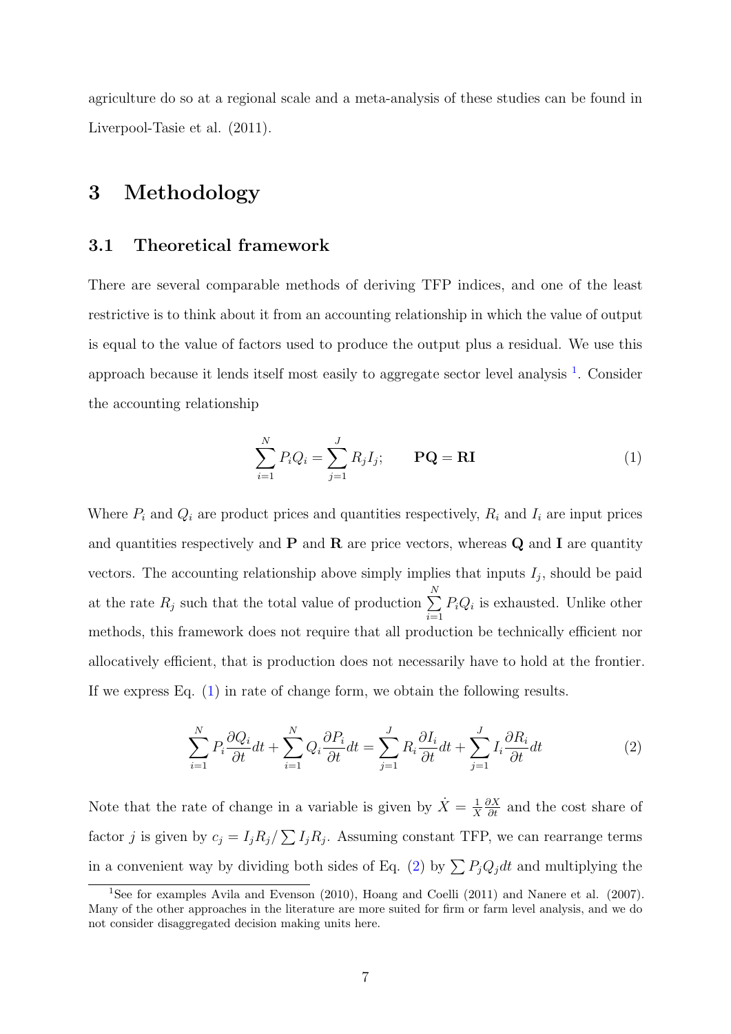agriculture do so at a regional scale and a meta-analysis of these studies can be found in Liverpool-Tasie et al. (2011).

# 3 Methodology

## 3.1 Theoretical framework

There are several comparable methods of deriving TFP indices, and one of the least restrictive is to think about it from an accounting relationship in which the value of output is equal to the value of factors used to produce the output plus a residual. We use this approach because it lends itself most easily to aggregate sector level analysis [1]. Consider the accounting relationship

$$\sum_{i=1}^{N} P_i Q_i = \sum_{j=1}^{J} R_j I_j; \qquad \mathbf{PQ} = \mathbf{RI} \tag{1}$$

Where $P_i$ and $Q_i$ are product prices and quantities respectively, $R_i$ and $I_i$ are input prices and quantities respectively and $\mathbf{P}$ and $\mathbf{R}$ are price vectors, whereas $\mathbf{Q}$ and $\mathbf{I}$ are quantity vectors. The accounting relationship above simply implies that inputs $I_j$, should be paid at the rate $R_j$ such that the total value of production $\sum_{i=1}^{N} P_i Q_i$ is exhausted. Unlike other methods, this framework does not require that all production be technically efficient nor allocatively efficient, that is production does not necessarily have to hold at the frontier. If we express Eq. (1) in rate of change form, we obtain the following results.

$$\sum_{i=1}^{N} P_i \frac{\partial Q_i}{\partial t} dt + \sum_{i=1}^{N} Q_i \frac{\partial P_i}{\partial t} dt = \sum_{j=1}^{J} R_i \frac{\partial I_i}{\partial t} dt + \sum_{j=1}^{J} I_i \frac{\partial R_i}{\partial t} dt \tag{2}$$

Note that the rate of change in a variable is given by $\dot{X} = \frac{1}{X}\frac{\partial X}{\partial t}$ and the cost share of factor $j$ is given by $c_j = I_j R_j / \sum I_j R_j$. Assuming constant TFP, we can rearrange terms in a convenient way by dividing both sides of Eq. (2) by $\sum P_j Q_j dt$ and multiplying the

[1] See for examples Avila and Evenson (2010), Hoang and Coelli (2011) and Nanere et al. (2007). Many of the other approaches in the literature are more suited for firm or farm level analysis, and we do not consider disaggregated decision making units here.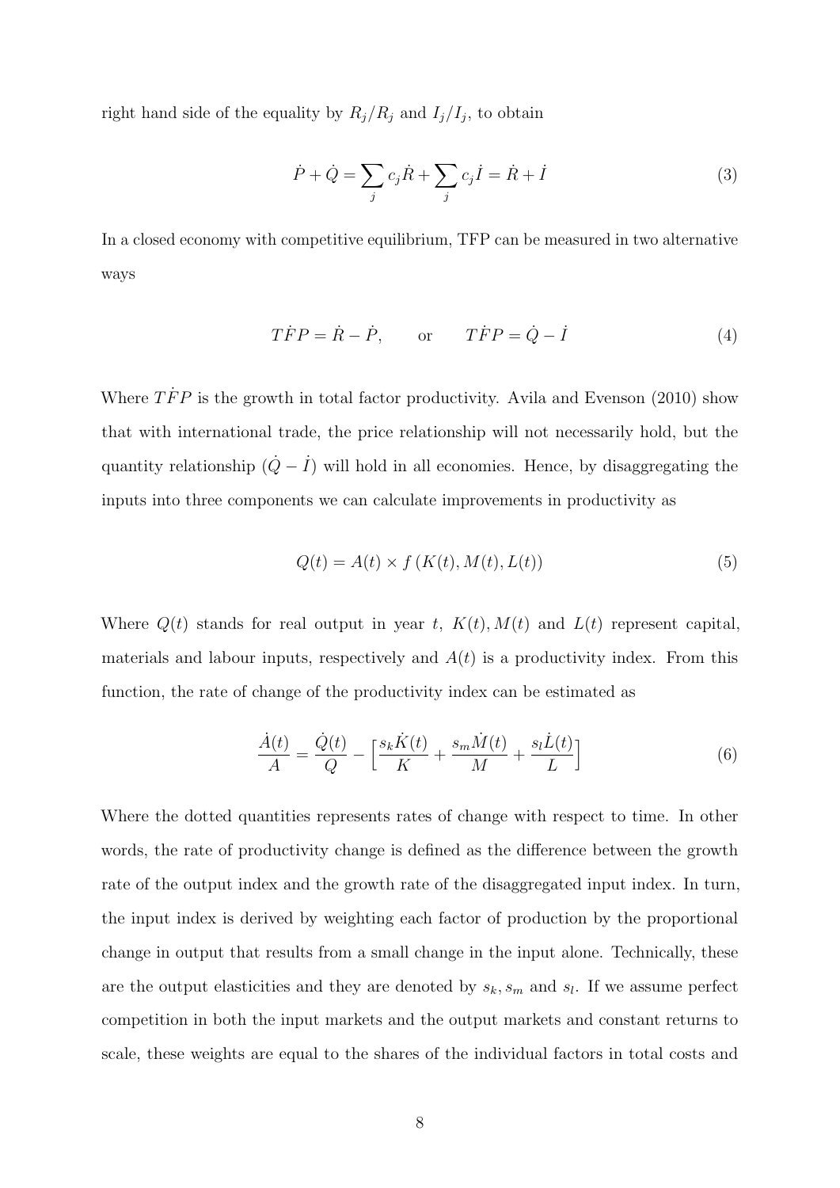right hand side of the equality by $R_j/R_j$ and $I_j/I_j$, to obtain

$$\dot{P} + \dot{Q} = \sum_j c_j \dot{R} + \sum_j c_j \dot{I} = \dot{R} + \dot{I} \tag{3}$$

In a closed economy with competitive equilibrium, TFP can be measured in two alternative ways

$$T\dot{F}P = \dot{R} - \dot{P}, \qquad \text{or} \qquad T\dot{F}P = \dot{Q} - \dot{I} \tag{4}$$

Where $T\dot{F}P$ is the growth in total factor productivity. Avila and Evenson (2010) show that with international trade, the price relationship will not necessarily hold, but the quantity relationship ($\dot{Q} - \dot{I}$) will hold in all economies. Hence, by disaggregating the inputs into three components we can calculate improvements in productivity as

$$Q(t) = A(t) \times f\left(K(t), M(t), L(t)\right) \tag{5}$$

Where $Q(t)$ stands for real output in year $t$, $K(t), M(t)$ and $L(t)$ represent capital, materials and labour inputs, respectively and $A(t)$ is a productivity index. From this function, the rate of change of the productivity index can be estimated as

$$\frac{\dot{A}(t)}{A} = \frac{\dot{Q}(t)}{Q} - \Big[\frac{s_k \dot{K}(t)}{K} + \frac{s_m \dot{M}(t)}{M} + \frac{s_l \dot{L}(t)}{L}\Big] \tag{6}$$

Where the dotted quantities represents rates of change with respect to time. In other words, the rate of productivity change is defined as the difference between the growth rate of the output index and the growth rate of the disaggregated input index. In turn, the input index is derived by weighting each factor of production by the proportional change in output that results from a small change in the input alone. Technically, these are the output elasticities and they are denoted by $s_k, s_m$ and $s_l$. If we assume perfect competition in both the input markets and the output markets and constant returns to scale, these weights are equal to the shares of the individual factors in total costs and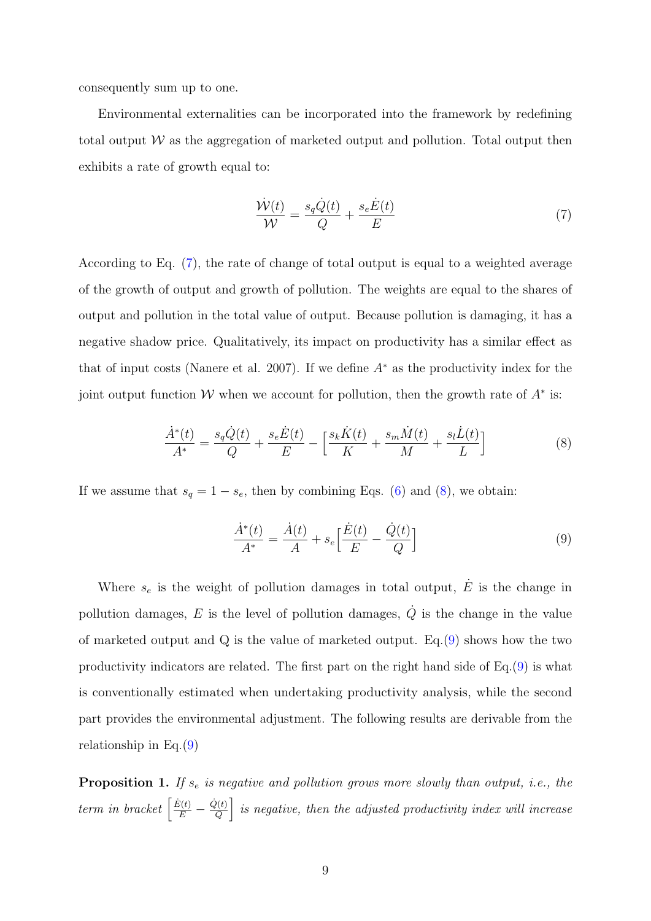consequently sum up to one.

Environmental externalities can be incorporated into the framework by redefining total output $\mathcal{W}$ as the aggregation of marketed output and pollution. Total output then exhibits a rate of growth equal to:

$$\frac{\dot{\mathcal{W}}(t)}{\mathcal{W}} = \frac{s_q \dot{Q}(t)}{Q} + \frac{s_e \dot{E}(t)}{E} \tag{7}$$

According to Eq. (7), the rate of change of total output is equal to a weighted average of the growth of output and growth of pollution. The weights are equal to the shares of output and pollution in the total value of output. Because pollution is damaging, it has a negative shadow price. Qualitatively, its impact on productivity has a similar effect as that of input costs (Nanere et al. 2007). If we define $A^*$ as the productivity index for the joint output function $\mathcal{W}$ when we account for pollution, then the growth rate of $A^*$ is:

$$\frac{\dot{A}^*(t)}{A^*} = \frac{s_q \dot{Q}(t)}{Q} + \frac{s_e \dot{E}(t)}{E} - \Big[\frac{s_k \dot{K}(t)}{K} + \frac{s_m \dot{M}(t)}{M} + \frac{s_l \dot{L}(t)}{L}\Big] \tag{8}$$

If we assume that $s_q = 1 - s_e$, then by combining Eqs. (6) and (8), we obtain:

$$\frac{\dot{A}^*(t)}{A^*} = \frac{\dot{A}(t)}{A} + s_e\Big[\frac{\dot{E}(t)}{E} - \frac{\dot{Q}(t)}{Q}\Big] \tag{9}$$

Where $s_e$ is the weight of pollution damages in total output, $\dot{E}$ is the change in pollution damages, $E$ is the level of pollution damages, $\dot{Q}$ is the change in the value of marketed output and Q is the value of marketed output. Eq.(9) shows how the two productivity indicators are related. The first part on the right hand side of Eq.(9) is what is conventionally estimated when undertaking productivity analysis, while the second part provides the environmental adjustment. The following results are derivable from the relationship in Eq.(9)

**Proposition 1.** *If $s_e$ is negative and pollution grows more slowly than output, i.e., the term in bracket $\Big[\frac{\dot{E}(t)}{E} - \frac{\dot{Q}(t)}{Q}\Big]$ is negative, then the adjusted productivity index will increase*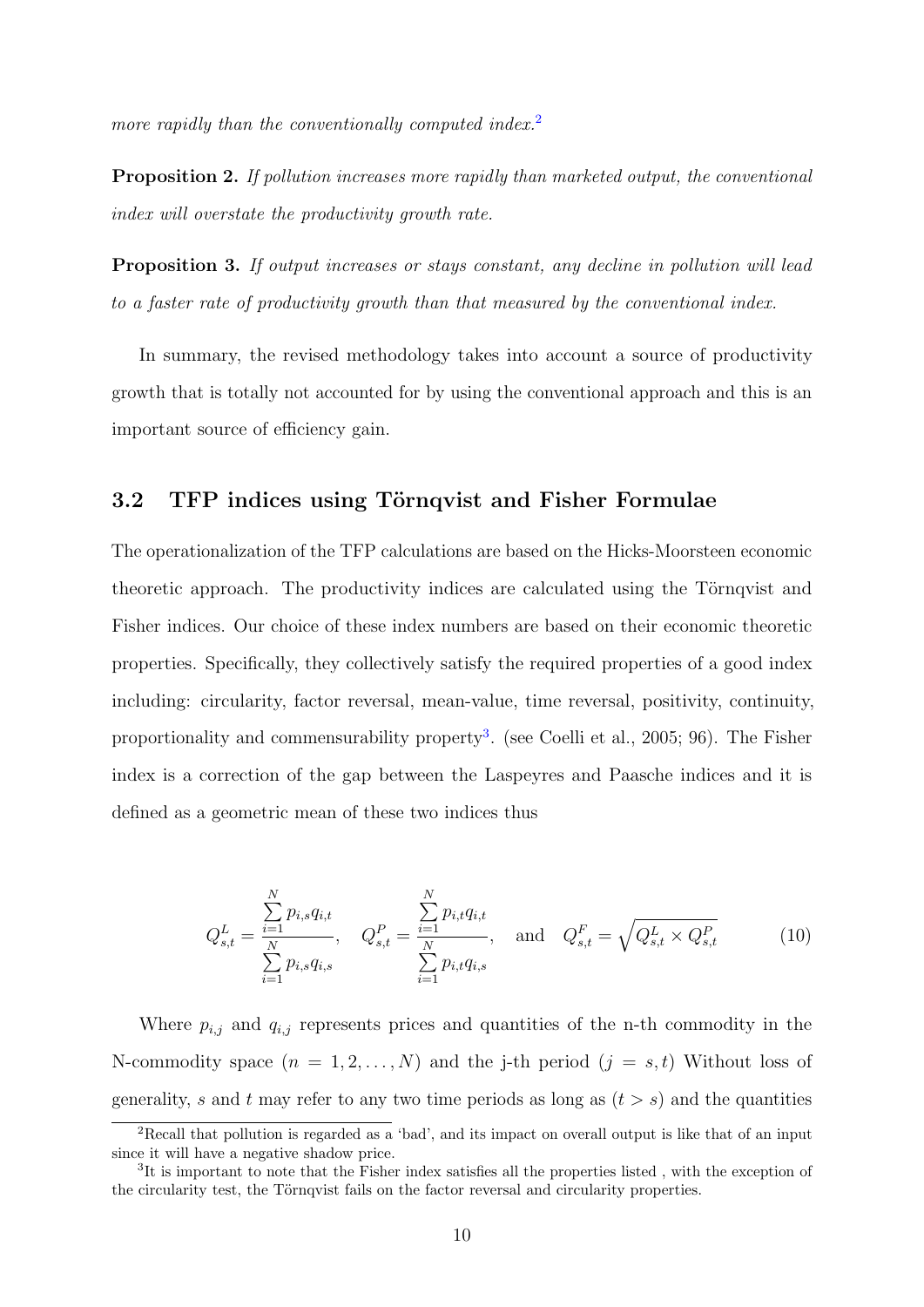*more rapidly than the conventionally computed index.*[2]

**Proposition 2.** *If pollution increases more rapidly than marketed output, the conventional index will overstate the productivity growth rate.*

**Proposition 3.** *If output increases or stays constant, any decline in pollution will lead to a faster rate of productivity growth than that measured by the conventional index.*

In summary, the revised methodology takes into account a source of productivity growth that is totally not accounted for by using the conventional approach and this is an important source of efficiency gain.

## 3.2 TFP indices using Törnqvist and Fisher Formulae

The operationalization of the TFP calculations are based on the Hicks-Moorsteen economic theoretic approach. The productivity indices are calculated using the Törnqvist and Fisher indices. Our choice of these index numbers are based on their economic theoretic properties. Specifically, they collectively satisfy the required properties of a good index including: circularity, factor reversal, mean-value, time reversal, positivity, continuity, proportionality and commensurability property[3]. (see Coelli et al., 2005; 96). The Fisher index is a correction of the gap between the Laspeyres and Paasche indices and it is defined as a geometric mean of these two indices thus

$$Q_{s,t}^{L} = \frac{\sum_{i=1}^{N} p_{i,s} q_{i,t}}{\sum_{i=1}^{N} p_{i,s} q_{i,s}}, \quad Q_{s,t}^{P} = \frac{\sum_{i=1}^{N} p_{i,t} q_{i,t}}{\sum_{i=1}^{N} p_{i,t} q_{i,s}}, \quad \text{and} \quad Q_{s,t}^{F} = \sqrt{Q_{s,t}^{L} \times Q_{s,t}^{P}} \tag{10}$$

Where $p_{i,j}$ and $q_{i,j}$ represents prices and quantities of the n-th commodity in the N-commodity space $(n = 1, 2, \ldots, N)$ and the j-th period $(j = s, t)$ Without loss of generality, $s$ and $t$ may refer to any two time periods as long as $(t > s)$ and the quantities

[2] Recall that pollution is regarded as a 'bad', and its impact on overall output is like that of an input since it will have a negative shadow price.

[3] It is important to note that the Fisher index satisfies all the properties listed , with the exception of the circularity test, the Törnqvist fails on the factor reversal and circularity properties.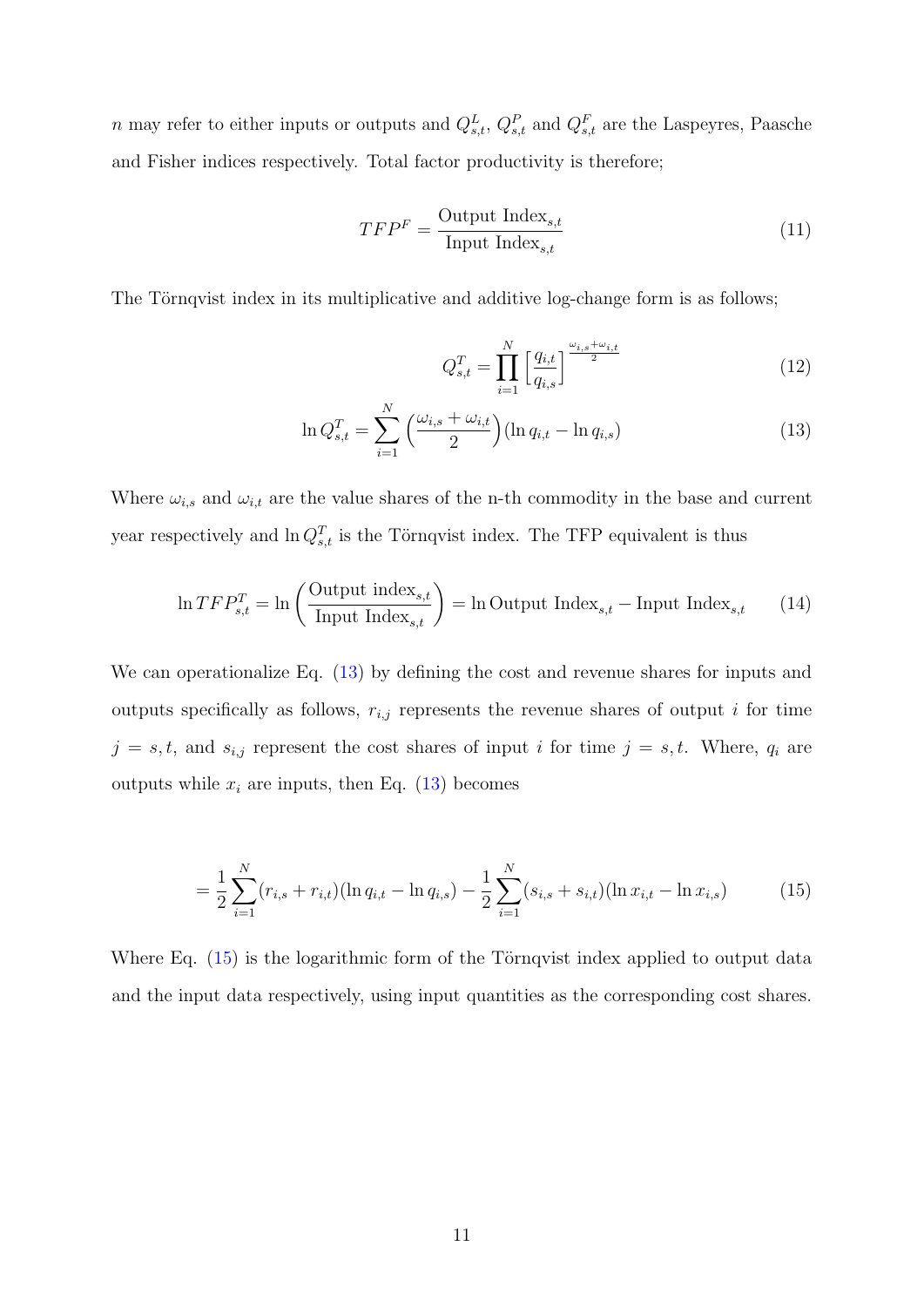$n$ may refer to either inputs or outputs and $Q^L_{s,t}$, $Q^P_{s,t}$ and $Q^F_{s,t}$ are the Laspeyres, Paasche and Fisher indices respectively. Total factor productivity is therefore;

$$TFP^F = \frac{\text{Output Index}_{s,t}}{\text{Input Index}_{s,t}} \tag{11}$$

The Törnqvist index in its multiplicative and additive log-change form is as follows;

$$Q^T_{s,t} = \prod_{i=1}^{N} \Big[\frac{q_{i,t}}{q_{i,s}}\Big]^{\frac{\omega_{i,s}+\omega_{i,t}}{2}} \tag{12}$$

$$\ln Q^T_{s,t} = \sum_{i=1}^{N} \Big(\frac{\omega_{i,s}+\omega_{i,t}}{2}\Big)(\ln q_{i,t} - \ln q_{i,s}) \tag{13}$$

Where $\omega_{i,s}$ and $\omega_{i,t}$ are the value shares of the n-th commodity in the base and current year respectively and $\ln Q^T_{s,t}$ is the Törnqvist index. The TFP equivalent is thus

$$\ln TFP^T_{s,t} = \ln\left(\frac{\text{Output index}_{s,t}}{\text{Input Index}_{s,t}}\right) = \ln \text{Output Index}_{s,t} - \text{Input Index}_{s,t} \tag{14}$$

We can operationalize Eq. (13) by defining the cost and revenue shares for inputs and outputs specifically as follows, $r_{i,j}$ represents the revenue shares of output $i$ for time $j = s, t$, and $s_{i,j}$ represent the cost shares of input $i$ for time $j = s, t$. Where, $q_i$ are outputs while $x_i$ are inputs, then Eq. (13) becomes

$$= \frac{1}{2}\sum_{i=1}^{N}(r_{i,s}+r_{i,t})(\ln q_{i,t} - \ln q_{i,s}) - \frac{1}{2}\sum_{i=1}^{N}(s_{i,s}+s_{i,t})(\ln x_{i,t} - \ln x_{i,s}) \tag{15}$$

Where Eq. (15) is the logarithmic form of the Törnqvist index applied to output data and the input data respectively, using input quantities as the corresponding cost shares.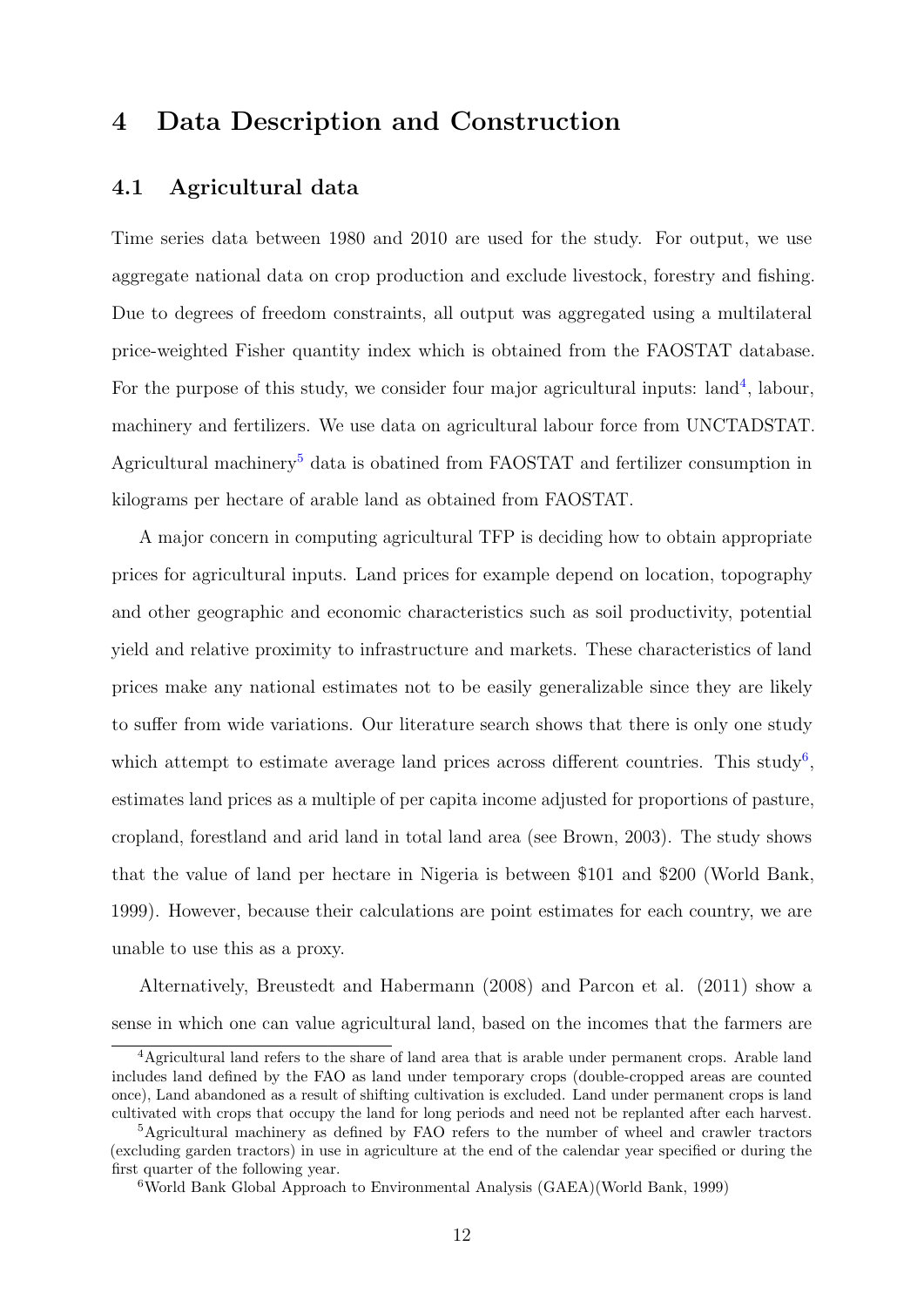# 4 Data Description and Construction

## 4.1 Agricultural data

Time series data between 1980 and 2010 are used for the study. For output, we use aggregate national data on crop production and exclude livestock, forestry and fishing. Due to degrees of freedom constraints, all output was aggregated using a multilateral price-weighted Fisher quantity index which is obtained from the FAOSTAT database. For the purpose of this study, we consider four major agricultural inputs: land[4], labour, machinery and fertilizers. We use data on agricultural labour force from UNCTADSTAT. Agricultural machinery[5] data is obatined from FAOSTAT and fertilizer consumption in kilograms per hectare of arable land as obtained from FAOSTAT.

A major concern in computing agricultural TFP is deciding how to obtain appropriate prices for agricultural inputs. Land prices for example depend on location, topography and other geographic and economic characteristics such as soil productivity, potential yield and relative proximity to infrastructure and markets. These characteristics of land prices make any national estimates not to be easily generalizable since they are likely to suffer from wide variations. Our literature search shows that there is only one study which attempt to estimate average land prices across different countries. This study[6], estimates land prices as a multiple of per capita income adjusted for proportions of pasture, cropland, forestland and arid land in total land area (see Brown, 2003). The study shows that the value of land per hectare in Nigeria is between \$101 and \$200 (World Bank, 1999). However, because their calculations are point estimates for each country, we are unable to use this as a proxy.

Alternatively, Breustedt and Habermann (2008) and Parcon et al. (2011) show a sense in which one can value agricultural land, based on the incomes that the farmers are

---

[4] Agricultural land refers to the share of land area that is arable under permanent crops. Arable land includes land defined by the FAO as land under temporary crops (double-cropped areas are counted once), Land abandoned as a result of shifting cultivation is excluded. Land under permanent crops is land cultivated with crops that occupy the land for long periods and need not be replanted after each harvest.

[5] Agricultural machinery as defined by FAO refers to the number of wheel and crawler tractors (excluding garden tractors) in use in agriculture at the end of the calendar year specified or during the first quarter of the following year.

[6] World Bank Global Approach to Environmental Analysis (GAEA)(World Bank, 1999)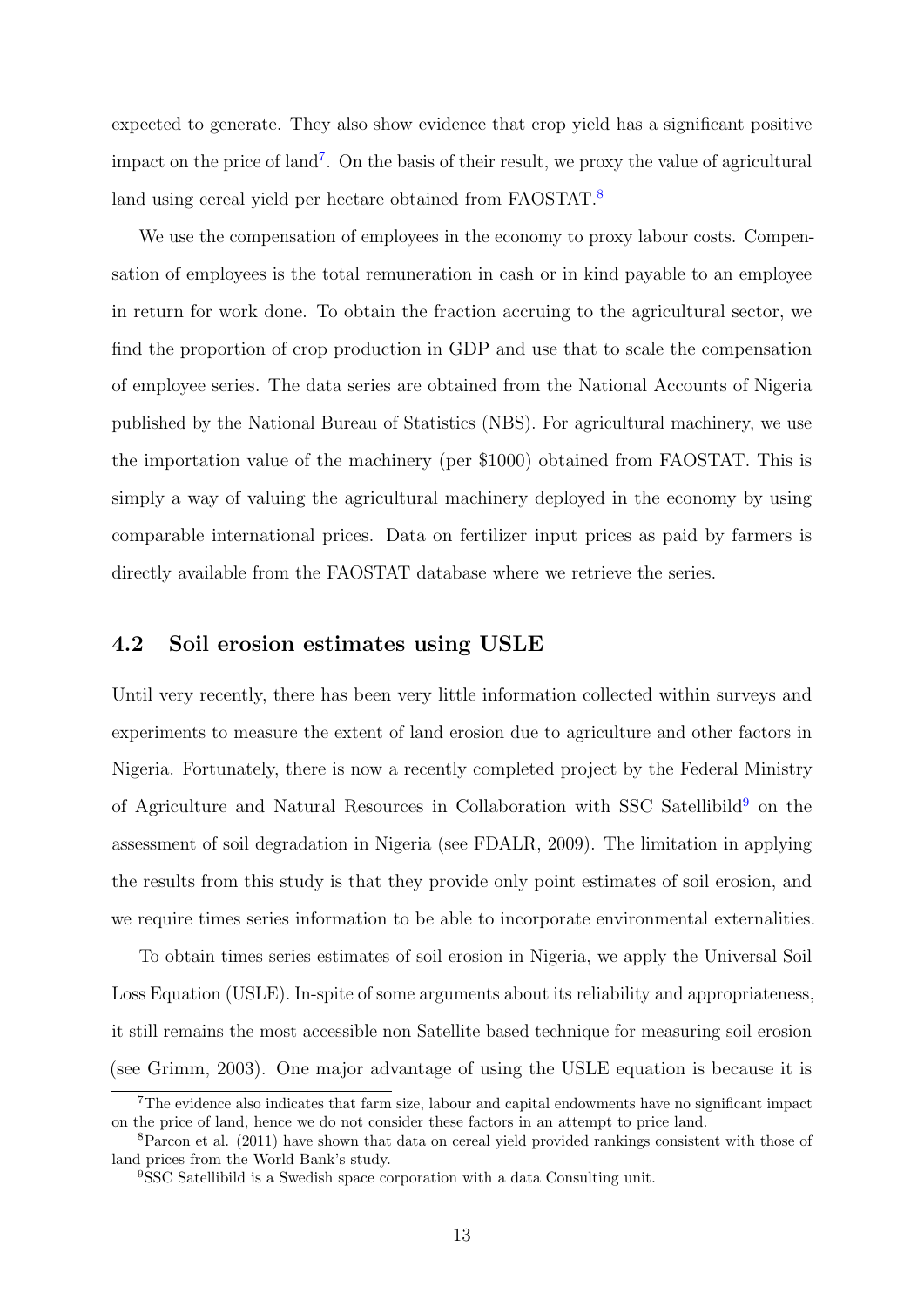expected to generate. They also show evidence that crop yield has a significant positive impact on the price of land[7]. On the basis of their result, we proxy the value of agricultural land using cereal yield per hectare obtained from FAOSTAT.[8]

We use the compensation of employees in the economy to proxy labour costs. Compensation of employees is the total remuneration in cash or in kind payable to an employee in return for work done. To obtain the fraction accruing to the agricultural sector, we find the proportion of crop production in GDP and use that to scale the compensation of employee series. The data series are obtained from the National Accounts of Nigeria published by the National Bureau of Statistics (NBS). For agricultural machinery, we use the importation value of the machinery (per $1000) obtained from FAOSTAT. This is simply a way of valuing the agricultural machinery deployed in the economy by using comparable international prices. Data on fertilizer input prices as paid by farmers is directly available from the FAOSTAT database where we retrieve the series.

## 4.2 Soil erosion estimates using USLE

Until very recently, there has been very little information collected within surveys and experiments to measure the extent of land erosion due to agriculture and other factors in Nigeria. Fortunately, there is now a recently completed project by the Federal Ministry of Agriculture and Natural Resources in Collaboration with SSC Satellibild[9] on the assessment of soil degradation in Nigeria (see FDALR, 2009). The limitation in applying the results from this study is that they provide only point estimates of soil erosion, and we require times series information to be able to incorporate environmental externalities.

To obtain times series estimates of soil erosion in Nigeria, we apply the Universal Soil Loss Equation (USLE). In-spite of some arguments about its reliability and appropriateness, it still remains the most accessible non Satellite based technique for measuring soil erosion (see Grimm, 2003). One major advantage of using the USLE equation is because it is

[7]The evidence also indicates that farm size, labour and capital endowments have no significant impact on the price of land, hence we do not consider these factors in an attempt to price land.

[8]Parcon et al. (2011) have shown that data on cereal yield provided rankings consistent with those of land prices from the World Bank's study.

[9]SSC Satellibild is a Swedish space corporation with a data Consulting unit.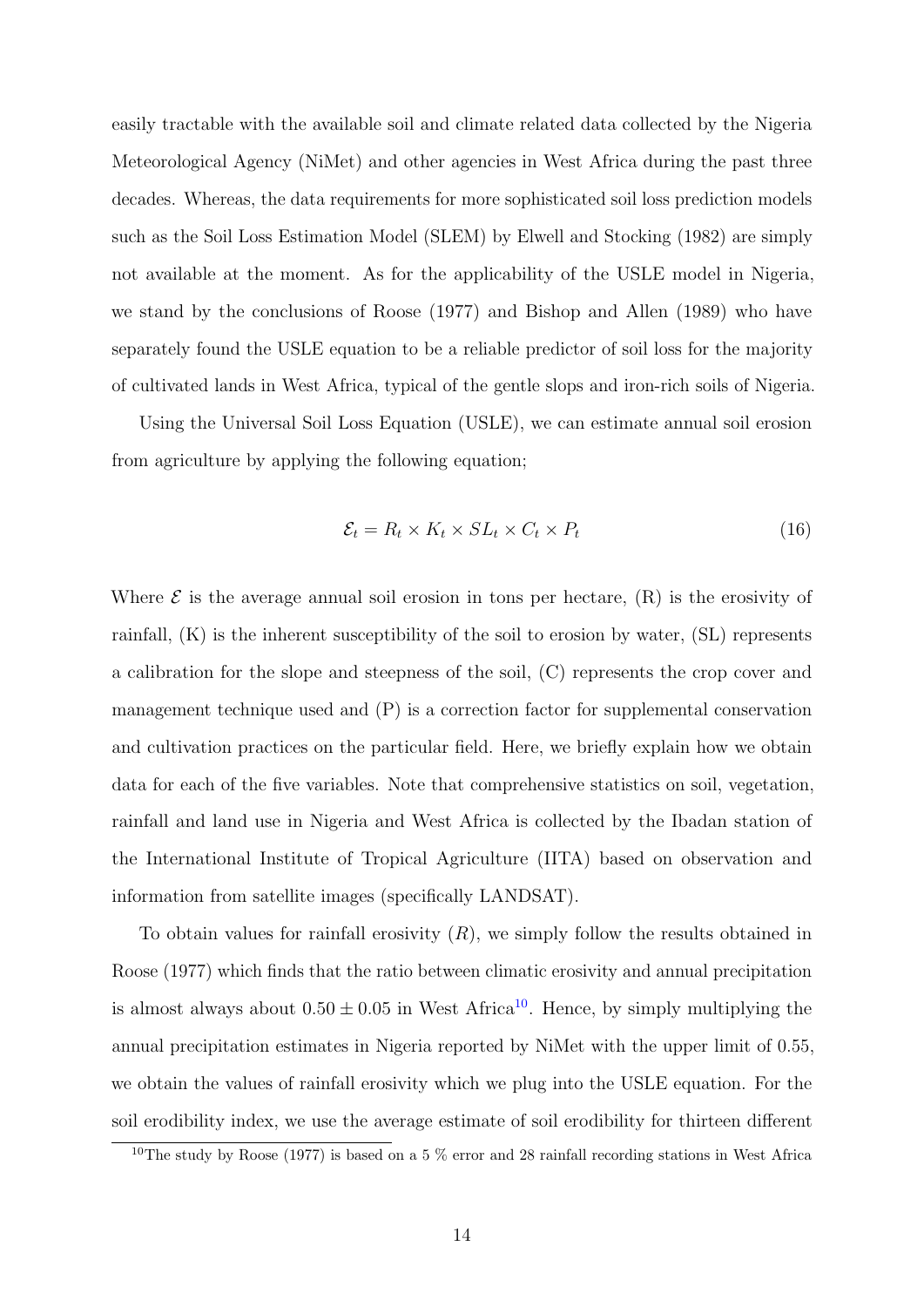easily tractable with the available soil and climate related data collected by the Nigeria Meteorological Agency (NiMet) and other agencies in West Africa during the past three decades. Whereas, the data requirements for more sophisticated soil loss prediction models such as the Soil Loss Estimation Model (SLEM) by Elwell and Stocking (1982) are simply not available at the moment. As for the applicability of the USLE model in Nigeria, we stand by the conclusions of Roose (1977) and Bishop and Allen (1989) who have separately found the USLE equation to be a reliable predictor of soil loss for the majority of cultivated lands in West Africa, typical of the gentle slops and iron-rich soils of Nigeria.

Using the Universal Soil Loss Equation (USLE), we can estimate annual soil erosion from agriculture by applying the following equation;

$$\mathcal{E}_t = R_t \times K_t \times SL_t \times C_t \times P_t \tag{16}$$

Where $\mathcal{E}$ is the average annual soil erosion in tons per hectare, (R) is the erosivity of rainfall, (K) is the inherent susceptibility of the soil to erosion by water, (SL) represents a calibration for the slope and steepness of the soil, (C) represents the crop cover and management technique used and (P) is a correction factor for supplemental conservation and cultivation practices on the particular field. Here, we briefly explain how we obtain data for each of the five variables. Note that comprehensive statistics on soil, vegetation, rainfall and land use in Nigeria and West Africa is collected by the Ibadan station of the International Institute of Tropical Agriculture (IITA) based on observation and information from satellite images (specifically LANDSAT).

To obtain values for rainfall erosivity ($R$), we simply follow the results obtained in Roose (1977) which finds that the ratio between climatic erosivity and annual precipitation is almost always about $0.50 \pm 0.05$ in West Africa[10]. Hence, by simply multiplying the annual precipitation estimates in Nigeria reported by NiMet with the upper limit of 0.55, we obtain the values of rainfall erosivity which we plug into the USLE equation. For the soil erodibility index, we use the average estimate of soil erodibility for thirteen different

[10] The study by Roose (1977) is based on a 5 % error and 28 rainfall recording stations in West Africa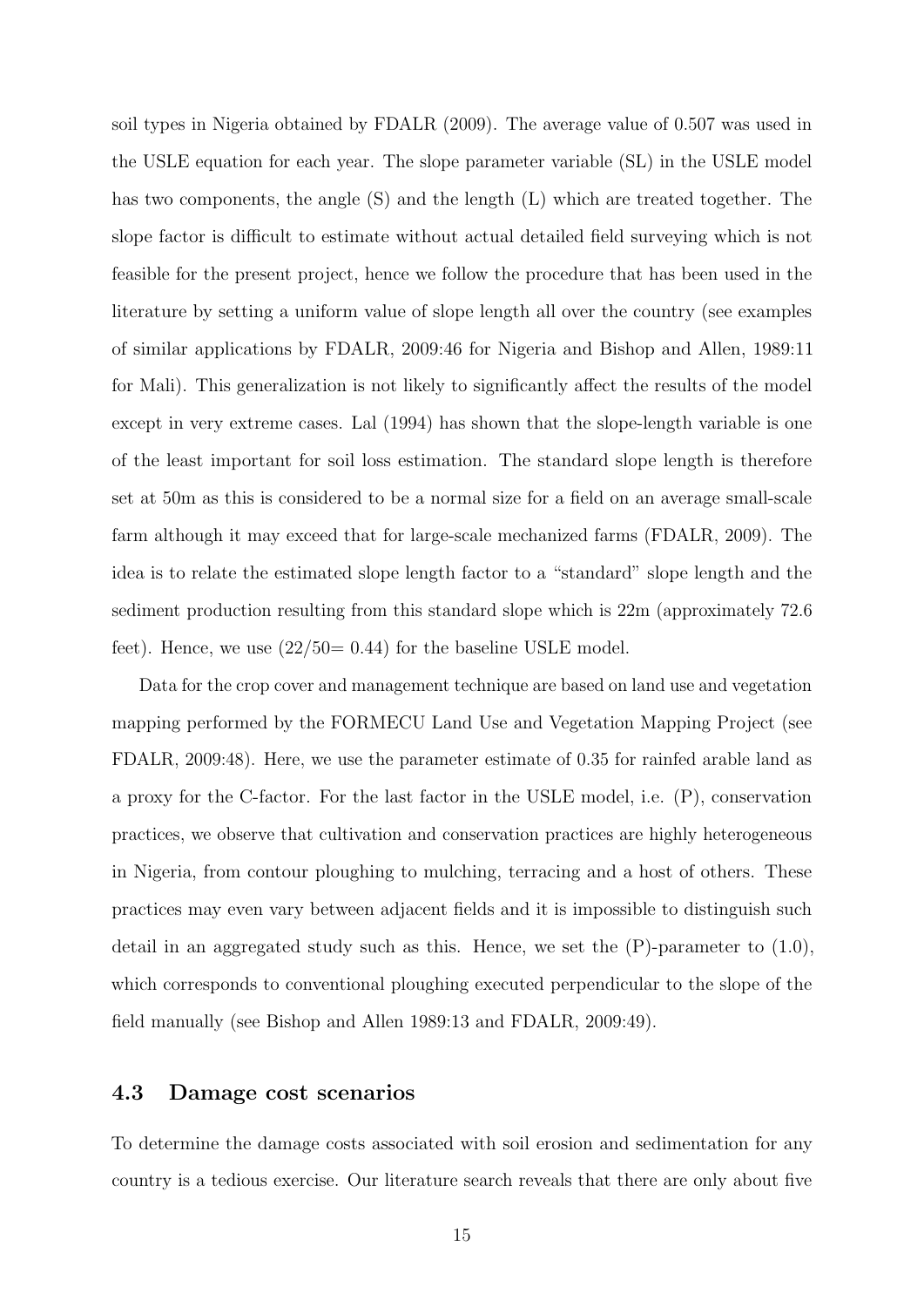soil types in Nigeria obtained by FDALR (2009). The average value of 0.507 was used in the USLE equation for each year. The slope parameter variable (SL) in the USLE model has two components, the angle (S) and the length (L) which are treated together. The slope factor is difficult to estimate without actual detailed field surveying which is not feasible for the present project, hence we follow the procedure that has been used in the literature by setting a uniform value of slope length all over the country (see examples of similar applications by FDALR, 2009:46 for Nigeria and Bishop and Allen, 1989:11 for Mali). This generalization is not likely to significantly affect the results of the model except in very extreme cases. Lal (1994) has shown that the slope-length variable is one of the least important for soil loss estimation. The standard slope length is therefore set at 50m as this is considered to be a normal size for a field on an average small-scale farm although it may exceed that for large-scale mechanized farms (FDALR, 2009). The idea is to relate the estimated slope length factor to a "standard" slope length and the sediment production resulting from this standard slope which is 22m (approximately 72.6 feet). Hence, we use $(22/50 = 0.44)$ for the baseline USLE model.

Data for the crop cover and management technique are based on land use and vegetation mapping performed by the FORMECU Land Use and Vegetation Mapping Project (see FDALR, 2009:48). Here, we use the parameter estimate of 0.35 for rainfed arable land as a proxy for the C-factor. For the last factor in the USLE model, i.e. (P), conservation practices, we observe that cultivation and conservation practices are highly heterogeneous in Nigeria, from contour ploughing to mulching, terracing and a host of others. These practices may even vary between adjacent fields and it is impossible to distinguish such detail in an aggregated study such as this. Hence, we set the (P)-parameter to (1.0), which corresponds to conventional ploughing executed perpendicular to the slope of the field manually (see Bishop and Allen 1989:13 and FDALR, 2009:49).

### 4.3 Damage cost scenarios

To determine the damage costs associated with soil erosion and sedimentation for any country is a tedious exercise. Our literature search reveals that there are only about five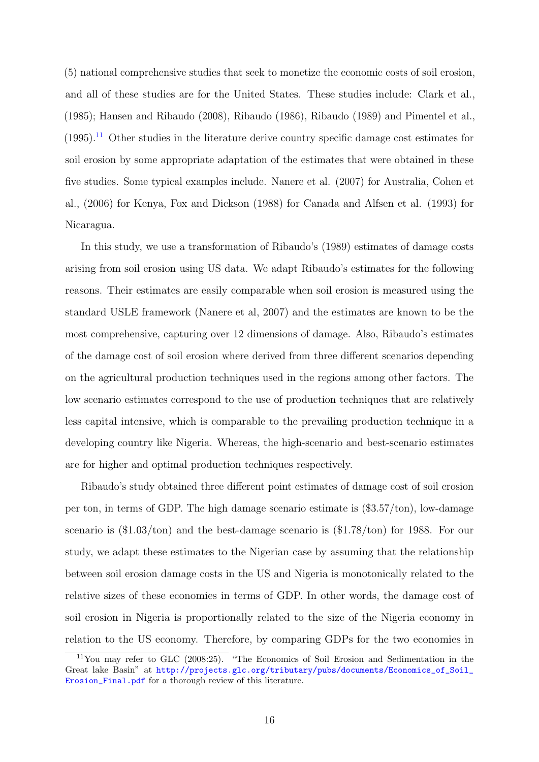(5) national comprehensive studies that seek to monetize the economic costs of soil erosion, and all of these studies are for the United States. These studies include: Clark et al., (1985); Hansen and Ribaudo (2008), Ribaudo (1986), Ribaudo (1989) and Pimentel et al., (1995).[11] Other studies in the literature derive country specific damage cost estimates for soil erosion by some appropriate adaptation of the estimates that were obtained in these five studies. Some typical examples include. Nanere et al. (2007) for Australia, Cohen et al., (2006) for Kenya, Fox and Dickson (1988) for Canada and Alfsen et al. (1993) for Nicaragua.

In this study, we use a transformation of Ribaudo's (1989) estimates of damage costs arising from soil erosion using US data. We adapt Ribaudo's estimates for the following reasons. Their estimates are easily comparable when soil erosion is measured using the standard USLE framework (Nanere et al, 2007) and the estimates are known to be the most comprehensive, capturing over 12 dimensions of damage. Also, Ribaudo's estimates of the damage cost of soil erosion where derived from three different scenarios depending on the agricultural production techniques used in the regions among other factors. The low scenario estimates correspond to the use of production techniques that are relatively less capital intensive, which is comparable to the prevailing production technique in a developing country like Nigeria. Whereas, the high-scenario and best-scenario estimates are for higher and optimal production techniques respectively.

Ribaudo's study obtained three different point estimates of damage cost of soil erosion per ton, in terms of GDP. The high damage scenario estimate is ($3.57/ton), low-damage scenario is ($1.03/ton) and the best-damage scenario is ($1.78/ton) for 1988. For our study, we adapt these estimates to the Nigerian case by assuming that the relationship between soil erosion damage costs in the US and Nigeria is monotonically related to the relative sizes of these economies in terms of GDP. In other words, the damage cost of soil erosion in Nigeria is proportionally related to the size of the Nigeria economy in relation to the US economy. Therefore, by comparing GDPs for the two economies in

[11] You may refer to GLC (2008:25). "The Economics of Soil Erosion and Sedimentation in the Great lake Basin" at http://projects.glc.org/tributary/pubs/documents/Economics_of_Soil_Erosion_Final.pdf for a thorough review of this literature.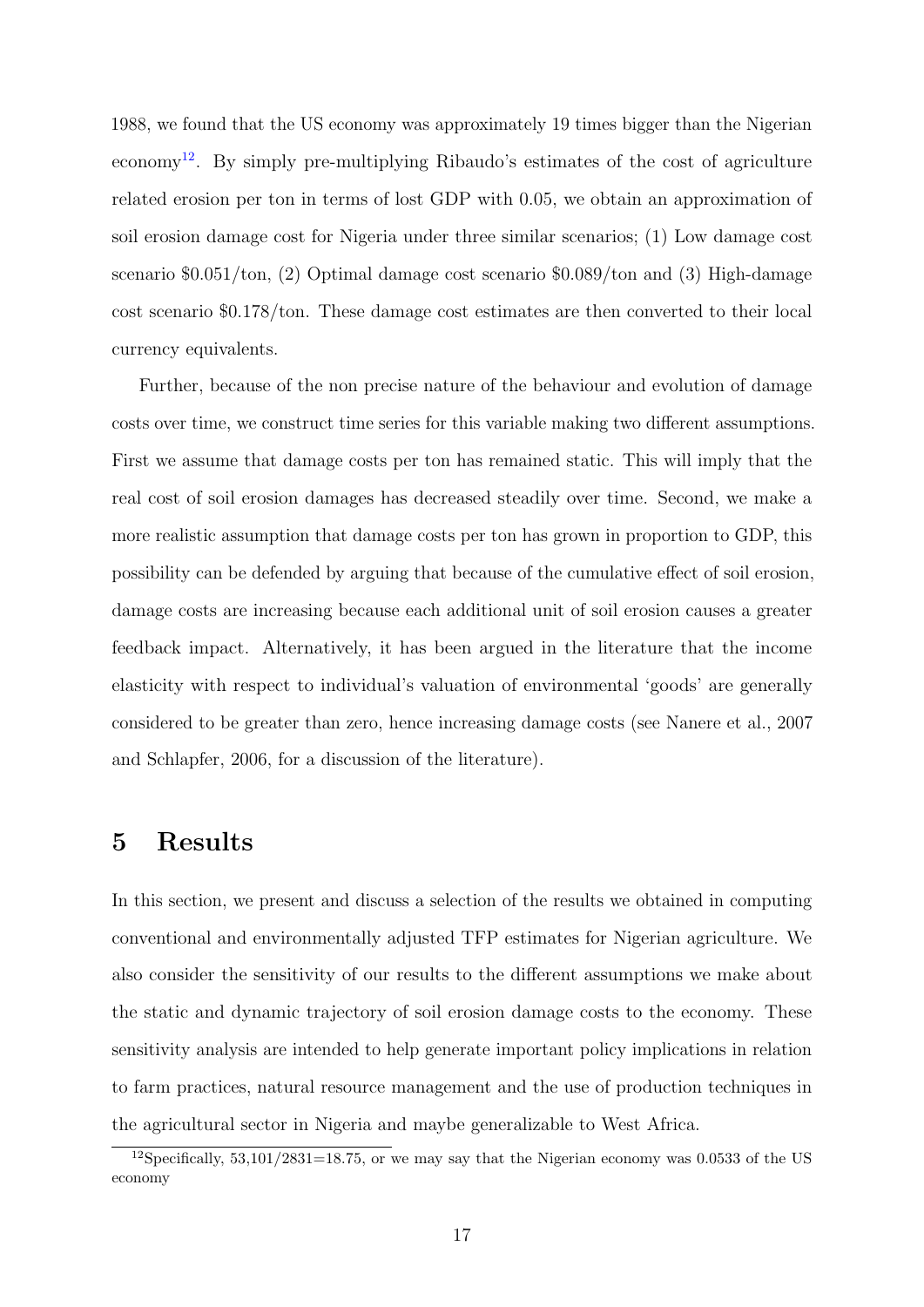1988, we found that the US economy was approximately 19 times bigger than the Nigerian economy[12]. By simply pre-multiplying Ribaudo's estimates of the cost of agriculture related erosion per ton in terms of lost GDP with 0.05, we obtain an approximation of soil erosion damage cost for Nigeria under three similar scenarios; (1) Low damage cost scenario \$0.051/ton, (2) Optimal damage cost scenario \$0.089/ton and (3) High-damage cost scenario \$0.178/ton. These damage cost estimates are then converted to their local currency equivalents.

Further, because of the non precise nature of the behaviour and evolution of damage costs over time, we construct time series for this variable making two different assumptions. First we assume that damage costs per ton has remained static. This will imply that the real cost of soil erosion damages has decreased steadily over time. Second, we make a more realistic assumption that damage costs per ton has grown in proportion to GDP, this possibility can be defended by arguing that because of the cumulative effect of soil erosion, damage costs are increasing because each additional unit of soil erosion causes a greater feedback impact. Alternatively, it has been argued in the literature that the income elasticity with respect to individual's valuation of environmental 'goods' are generally considered to be greater than zero, hence increasing damage costs (see Nanere et al., 2007 and Schlapfer, 2006, for a discussion of the literature).

# 5 Results

In this section, we present and discuss a selection of the results we obtained in computing conventional and environmentally adjusted TFP estimates for Nigerian agriculture. We also consider the sensitivity of our results to the different assumptions we make about the static and dynamic trajectory of soil erosion damage costs to the economy. These sensitivity analysis are intended to help generate important policy implications in relation to farm practices, natural resource management and the use of production techniques in the agricultural sector in Nigeria and maybe generalizable to West Africa.

[12] Specifically, 53,101/2831=18.75, or we may say that the Nigerian economy was 0.0533 of the US economy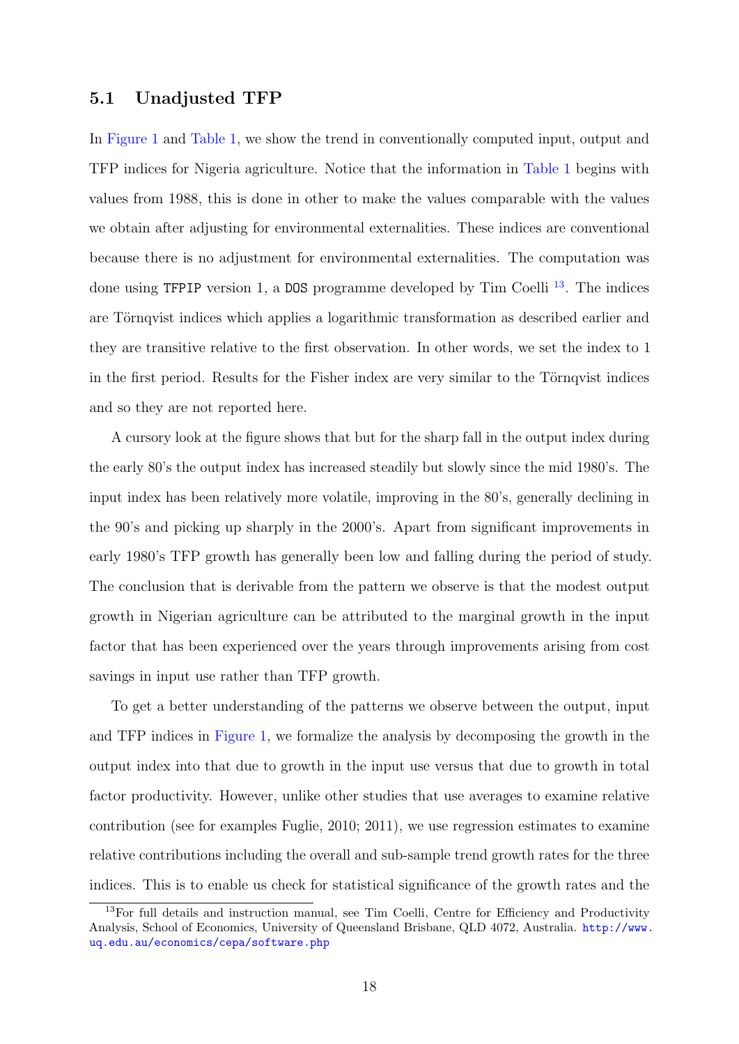## 5.1 Unadjusted TFP

In Figure 1 and Table 1, we show the trend in conventionally computed input, output and TFP indices for Nigeria agriculture. Notice that the information in Table 1 begins with values from 1988, this is done in other to make the values comparable with the values we obtain after adjusting for environmental externalities. These indices are conventional because there is no adjustment for environmental externalities. The computation was done using `TFPIP` version 1, a `DOS` programme developed by Tim Coelli [13]. The indices are Törnqvist indices which applies a logarithmic transformation as described earlier and they are transitive relative to the first observation. In other words, we set the index to 1 in the first period. Results for the Fisher index are very similar to the Törnqvist indices and so they are not reported here.

A cursory look at the figure shows that but for the sharp fall in the output index during the early 80's the output index has increased steadily but slowly since the mid 1980's. The input index has been relatively more volatile, improving in the 80's, generally declining in the 90's and picking up sharply in the 2000's. Apart from significant improvements in early 1980's TFP growth has generally been low and falling during the period of study. The conclusion that is derivable from the pattern we observe is that the modest output growth in Nigerian agriculture can be attributed to the marginal growth in the input factor that has been experienced over the years through improvements arising from cost savings in input use rather than TFP growth.

To get a better understanding of the patterns we observe between the output, input and TFP indices in Figure 1, we formalize the analysis by decomposing the growth in the output index into that due to growth in the input use versus that due to growth in total factor productivity. However, unlike other studies that use averages to examine relative contribution (see for examples Fuglie, 2010; 2011), we use regression estimates to examine relative contributions including the overall and sub-sample trend growth rates for the three indices. This is to enable us check for statistical significance of the growth rates and the

[13] For full details and instruction manual, see Tim Coelli, Centre for Efficiency and Productivity Analysis, School of Economics, University of Queensland Brisbane, QLD 4072, Australia. http://www.uq.edu.au/economics/cepa/software.php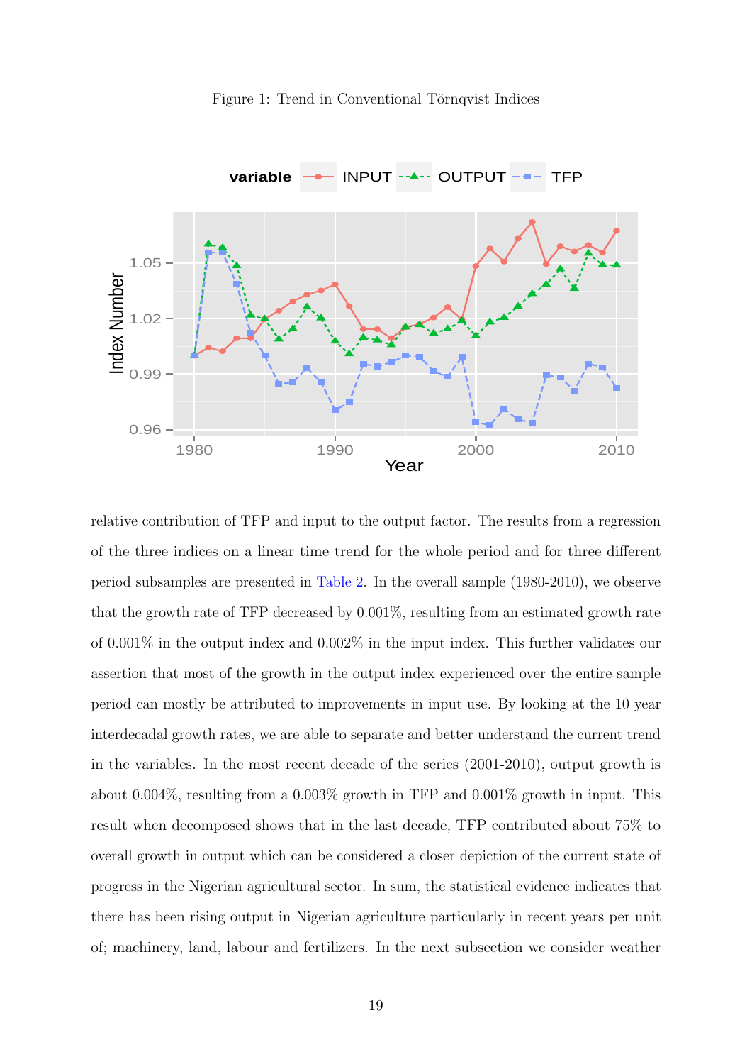Figure 1: Trend in Conventional Törnqvist Indices

relative contribution of TFP and input to the output factor. The results from a regression of the three indices on a linear time trend for the whole period and for three different period subsamples are presented in Table 2. In the overall sample (1980-2010), we observe that the growth rate of TFP decreased by 0.001%, resulting from an estimated growth rate of 0.001% in the output index and 0.002% in the input index. This further validates our assertion that most of the growth in the output index experienced over the entire sample period can mostly be attributed to improvements in input use. By looking at the 10 year interdecadal growth rates, we are able to separate and better understand the current trend in the variables. In the most recent decade of the series (2001-2010), output growth is about 0.004%, resulting from a 0.003% growth in TFP and 0.001% growth in input. This result when decomposed shows that in the last decade, TFP contributed about 75% to overall growth in output which can be considered a closer depiction of the current state of progress in the Nigerian agricultural sector. In sum, the statistical evidence indicates that there has been rising output in Nigerian agriculture particularly in recent years per unit of; machinery, land, labour and fertilizers. In the next subsection we consider weather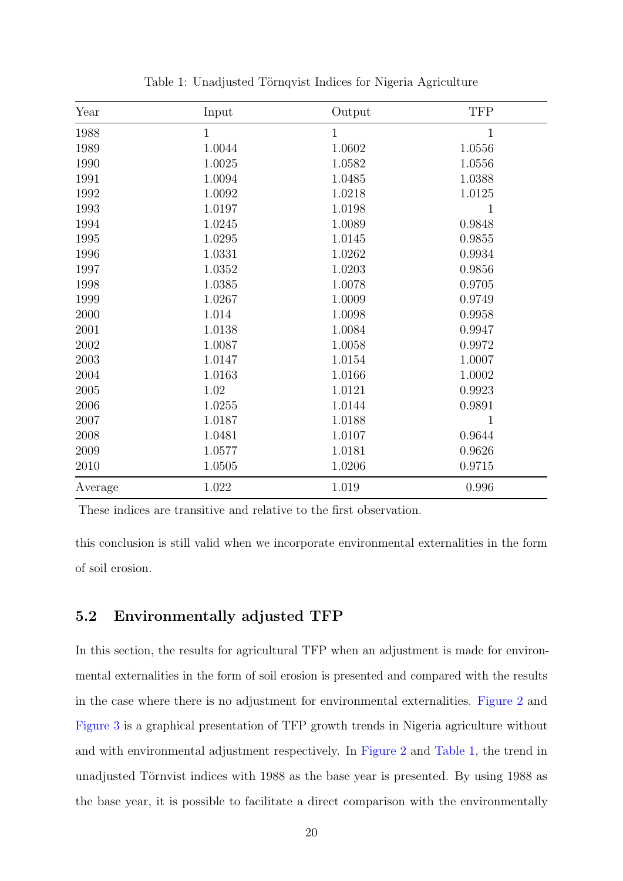Table 1: Unadjusted Törnqvist Indices for Nigeria Agriculture

| Year | Input | Output | TFP |
|---|---|---|---|
| 1988 | 1 | 1 | 1 |
| 1989 | 1.0044 | 1.0602 | 1.0556 |
| 1990 | 1.0025 | 1.0582 | 1.0556 |
| 1991 | 1.0094 | 1.0485 | 1.0388 |
| 1992 | 1.0092 | 1.0218 | 1.0125 |
| 1993 | 1.0197 | 1.0198 | 1 |
| 1994 | 1.0245 | 1.0089 | 0.9848 |
| 1995 | 1.0295 | 1.0145 | 0.9855 |
| 1996 | 1.0331 | 1.0262 | 0.9934 |
| 1997 | 1.0352 | 1.0203 | 0.9856 |
| 1998 | 1.0385 | 1.0078 | 0.9705 |
| 1999 | 1.0267 | 1.0009 | 0.9749 |
| 2000 | 1.014 | 1.0098 | 0.9958 |
| 2001 | 1.0138 | 1.0084 | 0.9947 |
| 2002 | 1.0087 | 1.0058 | 0.9972 |
| 2003 | 1.0147 | 1.0154 | 1.0007 |
| 2004 | 1.0163 | 1.0166 | 1.0002 |
| 2005 | 1.02 | 1.0121 | 0.9923 |
| 2006 | 1.0255 | 1.0144 | 0.9891 |
| 2007 | 1.0187 | 1.0188 | 1 |
| 2008 | 1.0481 | 1.0107 | 0.9644 |
| 2009 | 1.0577 | 1.0181 | 0.9626 |
| 2010 | 1.0505 | 1.0206 | 0.9715 |
| Average | 1.022 | 1.019 | 0.996 |

These indices are transitive and relative to the first observation.

this conclusion is still valid when we incorporate environmental externalities in the form of soil erosion.

## 5.2 Environmentally adjusted TFP

In this section, the results for agricultural TFP when an adjustment is made for environmental externalities in the form of soil erosion is presented and compared with the results in the case where there is no adjustment for environmental externalities. Figure 2 and Figure 3 is a graphical presentation of TFP growth trends in Nigeria agriculture without and with environmental adjustment respectively. In Figure 2 and Table 1, the trend in unadjusted Törnvist indices with 1988 as the base year is presented. By using 1988 as the base year, it is possible to facilitate a direct comparison with the environmentally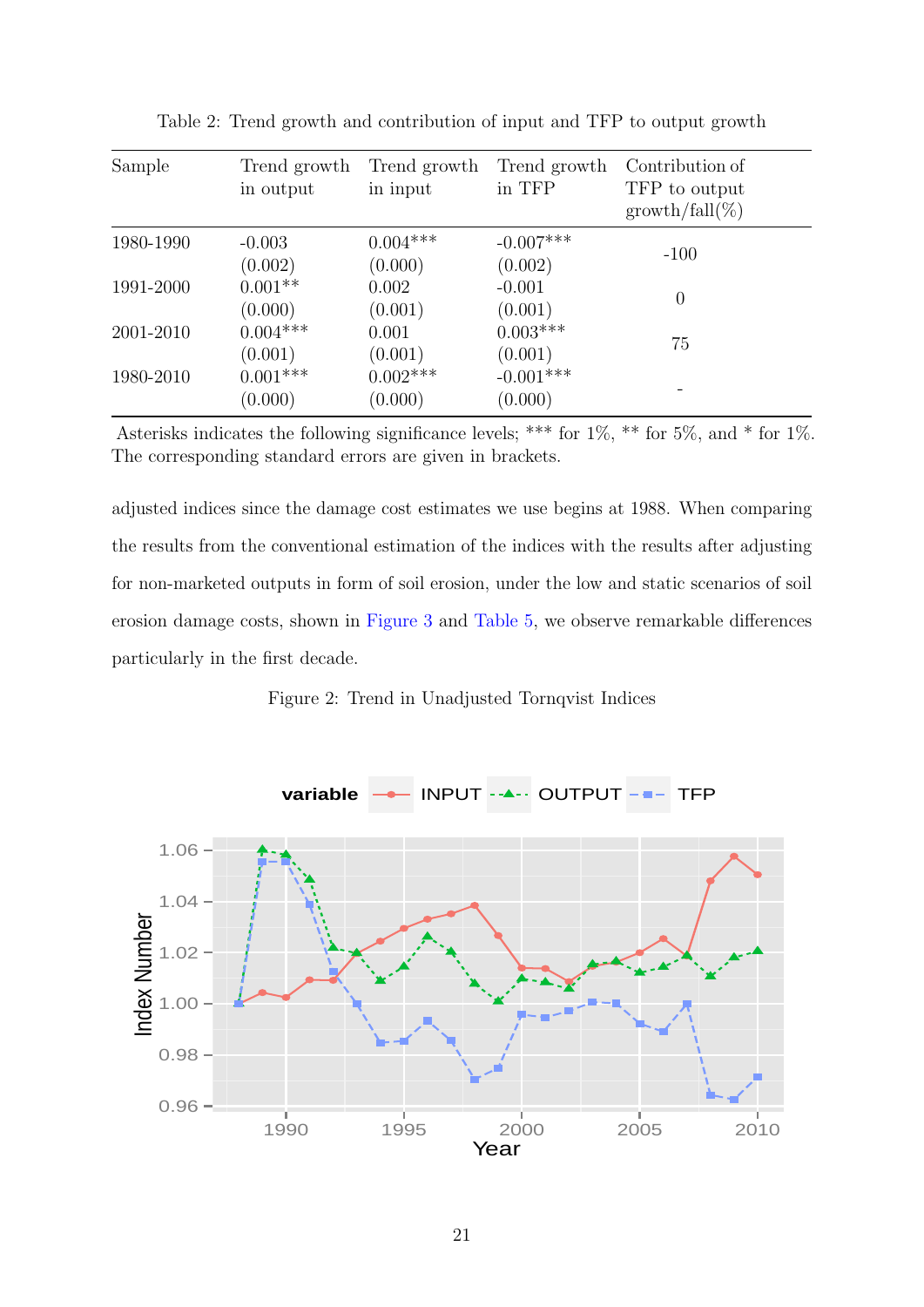Table 2: Trend growth and contribution of input and TFP to output growth

| Sample | Trend growth in output | Trend growth in input | Trend growth in TFP | Contribution of TFP to output growth/fall(%) |
|---|---|---|---|---|
| 1980-1990 | -0.003 | 0.004*** | -0.007*** | -100 |
| | (0.002) | (0.000) | (0.002) | |
| 1991-2000 | 0.001** | 0.002 | -0.001 | 0 |
| | (0.000) | (0.001) | (0.001) | |
| 2001-2010 | 0.004*** | 0.001 | 0.003*** | 75 |
| | (0.001) | (0.001) | (0.001) | |
| 1980-2010 | 0.001*** | 0.002*** | -0.001*** | - |
| | (0.000) | (0.000) | (0.000) | |

Asterisks indicates the following significance levels; *** for 1%, ** for 5%, and * for 1%. The corresponding standard errors are given in brackets.

adjusted indices since the damage cost estimates we use begins at 1988. When comparing the results from the conventional estimation of the indices with the results after adjusting for non-marketed outputs in form of soil erosion, under the low and static scenarios of soil erosion damage costs, shown in Figure 3 and Table 5, we observe remarkable differences particularly in the first decade.

Figure 2: Trend in Unadjusted Tornqvist Indices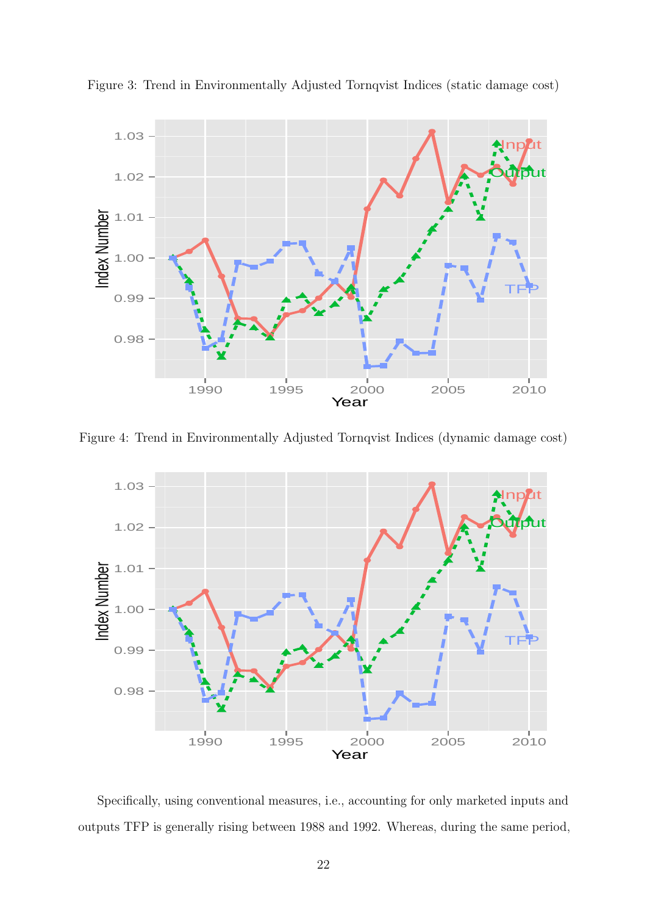Figure 3: Trend in Environmentally Adjusted Tornqvist Indices (static damage cost)

Figure 4: Trend in Environmentally Adjusted Tornqvist Indices (dynamic damage cost)

Specifically, using conventional measures, i.e., accounting for only marketed inputs and outputs TFP is generally rising between 1988 and 1992. Whereas, during the same period,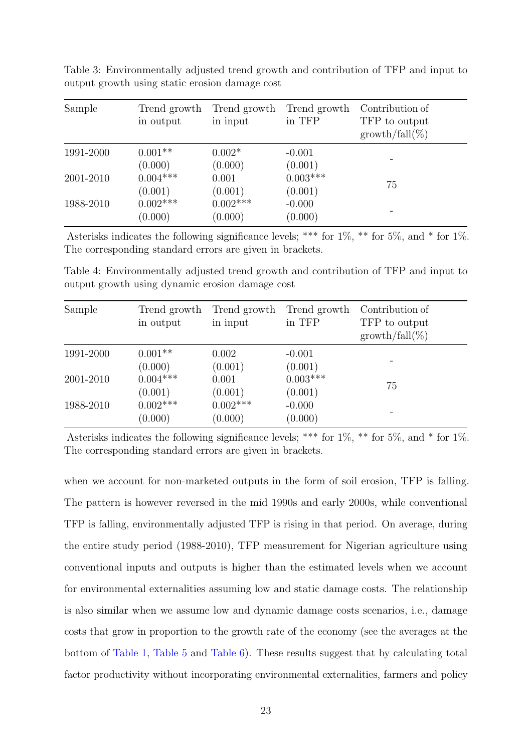Table 3: Environmentally adjusted trend growth and contribution of TFP and input to output growth using static erosion damage cost

| Sample | Trend growth in output | Trend growth in input | Trend growth in TFP | Contribution of TFP to output growth/fall(%) |
|---|---|---|---|---|
| 1991-2000 | 0.001** | 0.002* | -0.001 | - |
| | (0.000) | (0.000) | (0.001) | |
| 2001-2010 | 0.004*** | 0.001 | 0.003*** | 75 |
| | (0.001) | (0.001) | (0.001) | |
| 1988-2010 | 0.002*** | 0.002*** | -0.000 | - |
| | (0.000) | (0.000) | (0.000) | |

Asterisks indicates the following significance levels; *** for 1%, ** for 5%, and * for 1%. The corresponding standard errors are given in brackets.

Table 4: Environmentally adjusted trend growth and contribution of TFP and input to output growth using dynamic erosion damage cost

| Sample | Trend growth in output | Trend growth in input | Trend growth in TFP | Contribution of TFP to output growth/fall(%) |
|---|---|---|---|---|
| 1991-2000 | 0.001** | 0.002 | -0.001 | - |
| | (0.000) | (0.001) | (0.001) | |
| 2001-2010 | 0.004*** | 0.001 | 0.003*** | 75 |
| | (0.001) | (0.001) | (0.001) | |
| 1988-2010 | 0.002*** | 0.002*** | -0.000 | - |
| | (0.000) | (0.000) | (0.000) | |

Asterisks indicates the following significance levels; *** for 1%, ** for 5%, and * for 1%. The corresponding standard errors are given in brackets.

when we account for non-marketed outputs in the form of soil erosion, TFP is falling. The pattern is however reversed in the mid 1990s and early 2000s, while conventional TFP is falling, environmentally adjusted TFP is rising in that period. On average, during the entire study period (1988-2010), TFP measurement for Nigerian agriculture using conventional inputs and outputs is higher than the estimated levels when we account for environmental externalities assuming low and static damage costs. The relationship is also similar when we assume low and dynamic damage costs scenarios, i.e., damage costs that grow in proportion to the growth rate of the economy (see the averages at the bottom of Table 1, Table 5 and Table 6). These results suggest that by calculating total factor productivity without incorporating environmental externalities, farmers and policy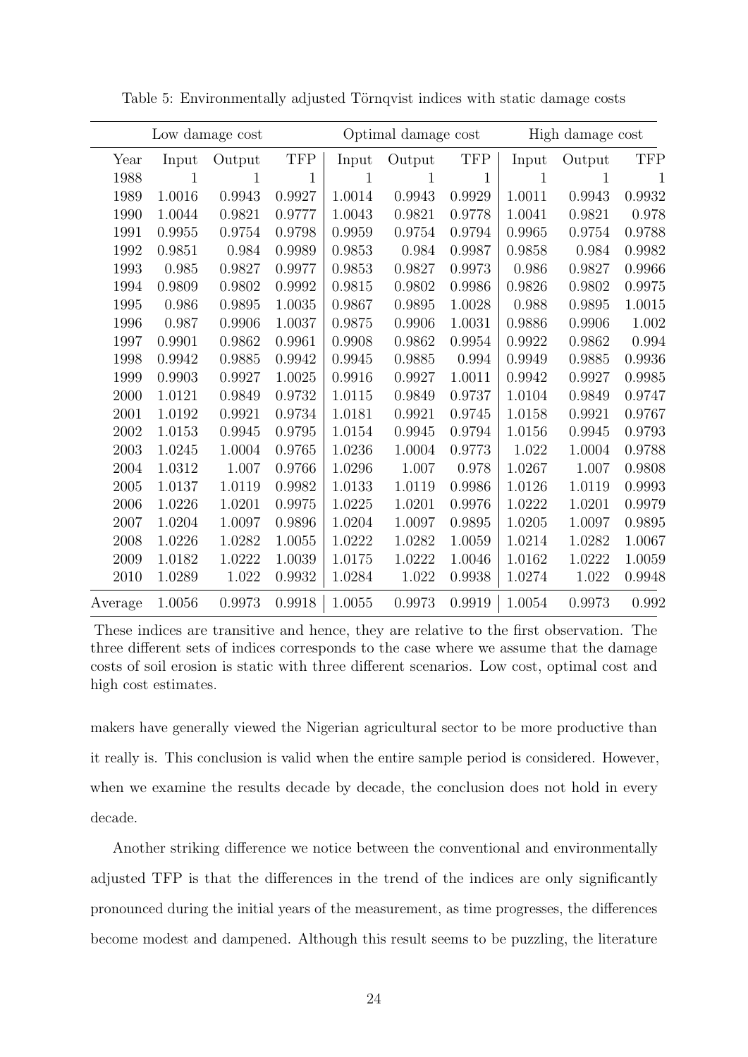Table 5: Environmentally adjusted Törnqvist indices with static damage costs

| | Low damage cost | | | Optimal damage cost | | | High damage cost | | |
|---|---|---|---|---|---|---|---|---|---|
| Year | Input | Output | TFP | Input | Output | TFP | Input | Output | TFP |
| 1988 | 1 | 1 | 1 | 1 | 1 | 1 | 1 | 1 | 1 |
| 1989 | 1.0016 | 0.9943 | 0.9927 | 1.0014 | 0.9943 | 0.9929 | 1.0011 | 0.9943 | 0.9932 |
| 1990 | 1.0044 | 0.9821 | 0.9777 | 1.0043 | 0.9821 | 0.9778 | 1.0041 | 0.9821 | 0.978 |
| 1991 | 0.9955 | 0.9754 | 0.9798 | 0.9959 | 0.9754 | 0.9794 | 0.9965 | 0.9754 | 0.9788 |
| 1992 | 0.9851 | 0.984 | 0.9989 | 0.9853 | 0.984 | 0.9987 | 0.9858 | 0.984 | 0.9982 |
| 1993 | 0.985 | 0.9827 | 0.9977 | 0.9853 | 0.9827 | 0.9973 | 0.986 | 0.9827 | 0.9966 |
| 1994 | 0.9809 | 0.9802 | 0.9992 | 0.9815 | 0.9802 | 0.9986 | 0.9826 | 0.9802 | 0.9975 |
| 1995 | 0.986 | 0.9895 | 1.0035 | 0.9867 | 0.9895 | 1.0028 | 0.988 | 0.9895 | 1.0015 |
| 1996 | 0.987 | 0.9906 | 1.0037 | 0.9875 | 0.9906 | 1.0031 | 0.9886 | 0.9906 | 1.002 |
| 1997 | 0.9901 | 0.9862 | 0.9961 | 0.9908 | 0.9862 | 0.9954 | 0.9922 | 0.9862 | 0.994 |
| 1998 | 0.9942 | 0.9885 | 0.9942 | 0.9945 | 0.9885 | 0.994 | 0.9949 | 0.9885 | 0.9936 |
| 1999 | 0.9903 | 0.9927 | 1.0025 | 0.9916 | 0.9927 | 1.0011 | 0.9942 | 0.9927 | 0.9985 |
| 2000 | 1.0121 | 0.9849 | 0.9732 | 1.0115 | 0.9849 | 0.9737 | 1.0104 | 0.9849 | 0.9747 |
| 2001 | 1.0192 | 0.9921 | 0.9734 | 1.0181 | 0.9921 | 0.9745 | 1.0158 | 0.9921 | 0.9767 |
| 2002 | 1.0153 | 0.9945 | 0.9795 | 1.0154 | 0.9945 | 0.9794 | 1.0156 | 0.9945 | 0.9793 |
| 2003 | 1.0245 | 1.0004 | 0.9765 | 1.0236 | 1.0004 | 0.9773 | 1.022 | 1.0004 | 0.9788 |
| 2004 | 1.0312 | 1.007 | 0.9766 | 1.0296 | 1.007 | 0.978 | 1.0267 | 1.007 | 0.9808 |
| 2005 | 1.0137 | 1.0119 | 0.9982 | 1.0133 | 1.0119 | 0.9986 | 1.0126 | 1.0119 | 0.9993 |
| 2006 | 1.0226 | 1.0201 | 0.9975 | 1.0225 | 1.0201 | 0.9976 | 1.0222 | 1.0201 | 0.9979 |
| 2007 | 1.0204 | 1.0097 | 0.9896 | 1.0204 | 1.0097 | 0.9895 | 1.0205 | 1.0097 | 0.9895 |
| 2008 | 1.0226 | 1.0282 | 1.0055 | 1.0222 | 1.0282 | 1.0059 | 1.0214 | 1.0282 | 1.0067 |
| 2009 | 1.0182 | 1.0222 | 1.0039 | 1.0175 | 1.0222 | 1.0046 | 1.0162 | 1.0222 | 1.0059 |
| 2010 | 1.0289 | 1.022 | 0.9932 | 1.0284 | 1.022 | 0.9938 | 1.0274 | 1.022 | 0.9948 |
| Average | 1.0056 | 0.9973 | 0.9918 | 1.0055 | 0.9973 | 0.9919 | 1.0054 | 0.9973 | 0.992 |

These indices are transitive and hence, they are relative to the first observation. The three different sets of indices corresponds to the case where we assume that the damage costs of soil erosion is static with three different scenarios. Low cost, optimal cost and high cost estimates.

makers have generally viewed the Nigerian agricultural sector to be more productive than it really is. This conclusion is valid when the entire sample period is considered. However, when we examine the results decade by decade, the conclusion does not hold in every decade.

Another striking difference we notice between the conventional and environmentally adjusted TFP is that the differences in the trend of the indices are only significantly pronounced during the initial years of the measurement, as time progresses, the differences become modest and dampened. Although this result seems to be puzzling, the literature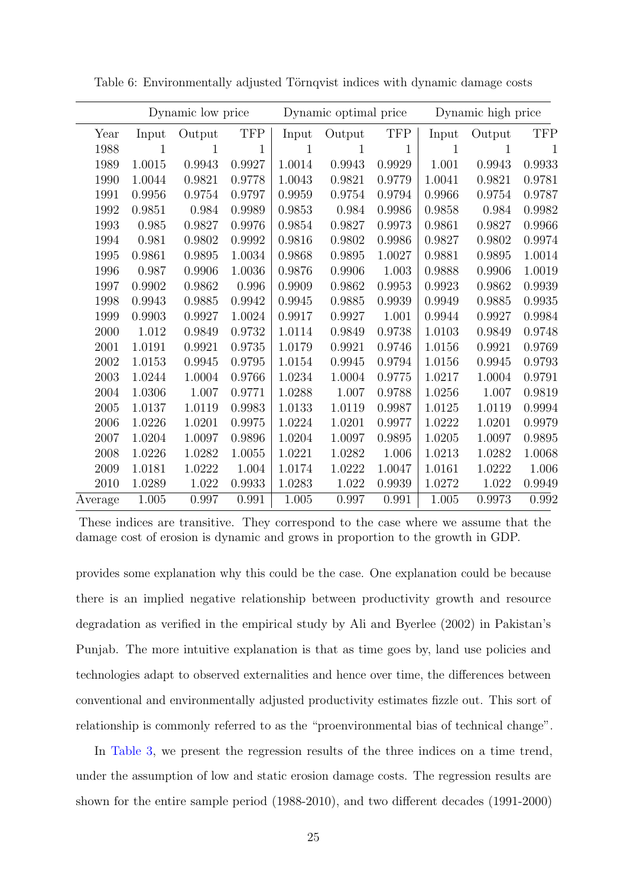Table 6: Environmentally adjusted Törnqvist indices with dynamic damage costs

| | Dynamic low price | | | Dynamic optimal price | | | Dynamic high price | | |
|---|---|---|---|---|---|---|---|---|---|
| Year | Input | Output | TFP | Input | Output | TFP | Input | Output | TFP |
| 1988 | 1 | 1 | 1 | 1 | 1 | 1 | 1 | 1 | 1 |
| 1989 | 1.0015 | 0.9943 | 0.9927 | 1.0014 | 0.9943 | 0.9929 | 1.001 | 0.9943 | 0.9933 |
| 1990 | 1.0044 | 0.9821 | 0.9778 | 1.0043 | 0.9821 | 0.9779 | 1.0041 | 0.9821 | 0.9781 |
| 1991 | 0.9956 | 0.9754 | 0.9797 | 0.9959 | 0.9754 | 0.9794 | 0.9966 | 0.9754 | 0.9787 |
| 1992 | 0.9851 | 0.984 | 0.9989 | 0.9853 | 0.984 | 0.9986 | 0.9858 | 0.984 | 0.9982 |
| 1993 | 0.985 | 0.9827 | 0.9976 | 0.9854 | 0.9827 | 0.9973 | 0.9861 | 0.9827 | 0.9966 |
| 1994 | 0.981 | 0.9802 | 0.9992 | 0.9816 | 0.9802 | 0.9986 | 0.9827 | 0.9802 | 0.9974 |
| 1995 | 0.9861 | 0.9895 | 1.0034 | 0.9868 | 0.9895 | 1.0027 | 0.9881 | 0.9895 | 1.0014 |
| 1996 | 0.987 | 0.9906 | 1.0036 | 0.9876 | 0.9906 | 1.003 | 0.9888 | 0.9906 | 1.0019 |
| 1997 | 0.9902 | 0.9862 | 0.996 | 0.9909 | 0.9862 | 0.9953 | 0.9923 | 0.9862 | 0.9939 |
| 1998 | 0.9943 | 0.9885 | 0.9942 | 0.9945 | 0.9885 | 0.9939 | 0.9949 | 0.9885 | 0.9935 |
| 1999 | 0.9903 | 0.9927 | 1.0024 | 0.9917 | 0.9927 | 1.001 | 0.9944 | 0.9927 | 0.9984 |
| 2000 | 1.012 | 0.9849 | 0.9732 | 1.0114 | 0.9849 | 0.9738 | 1.0103 | 0.9849 | 0.9748 |
| 2001 | 1.0191 | 0.9921 | 0.9735 | 1.0179 | 0.9921 | 0.9746 | 1.0156 | 0.9921 | 0.9769 |
| 2002 | 1.0153 | 0.9945 | 0.9795 | 1.0154 | 0.9945 | 0.9794 | 1.0156 | 0.9945 | 0.9793 |
| 2003 | 1.0244 | 1.0004 | 0.9766 | 1.0234 | 1.0004 | 0.9775 | 1.0217 | 1.0004 | 0.9791 |
| 2004 | 1.0306 | 1.007 | 0.9771 | 1.0288 | 1.007 | 0.9788 | 1.0256 | 1.007 | 0.9819 |
| 2005 | 1.0137 | 1.0119 | 0.9983 | 1.0133 | 1.0119 | 0.9987 | 1.0125 | 1.0119 | 0.9994 |
| 2006 | 1.0226 | 1.0201 | 0.9975 | 1.0224 | 1.0201 | 0.9977 | 1.0222 | 1.0201 | 0.9979 |
| 2007 | 1.0204 | 1.0097 | 0.9896 | 1.0204 | 1.0097 | 0.9895 | 1.0205 | 1.0097 | 0.9895 |
| 2008 | 1.0226 | 1.0282 | 1.0055 | 1.0221 | 1.0282 | 1.006 | 1.0213 | 1.0282 | 1.0068 |
| 2009 | 1.0181 | 1.0222 | 1.004 | 1.0174 | 1.0222 | 1.0047 | 1.0161 | 1.0222 | 1.006 |
| 2010 | 1.0289 | 1.022 | 0.9933 | 1.0283 | 1.022 | 0.9939 | 1.0272 | 1.022 | 0.9949 |
| Average | 1.005 | 0.997 | 0.991 | 1.005 | 0.997 | 0.991 | 1.005 | 0.9973 | 0.992 |

These indices are transitive. They correspond to the case where we assume that the damage cost of erosion is dynamic and grows in proportion to the growth in GDP.

provides some explanation why this could be the case. One explanation could be because there is an implied negative relationship between productivity growth and resource degradation as verified in the empirical study by Ali and Byerlee (2002) in Pakistan's Punjab. The more intuitive explanation is that as time goes by, land use policies and technologies adapt to observed externalities and hence over time, the differences between conventional and environmentally adjusted productivity estimates fizzle out. This sort of relationship is commonly referred to as the "proenvironmental bias of technical change".

In Table 3, we present the regression results of the three indices on a time trend, under the assumption of low and static erosion damage costs. The regression results are shown for the entire sample period (1988-2010), and two different decades (1991-2000)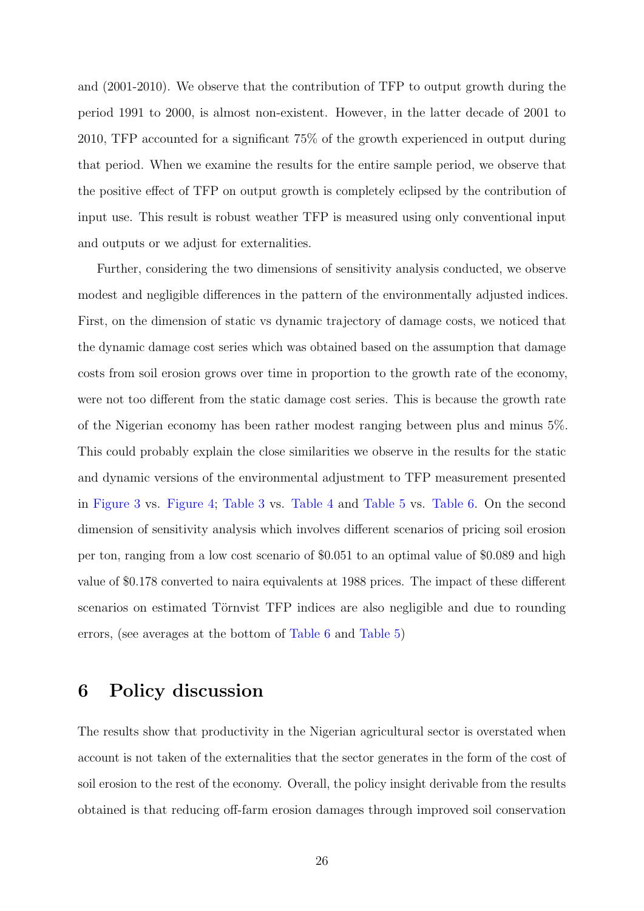and (2001-2010). We observe that the contribution of TFP to output growth during the period 1991 to 2000, is almost non-existent. However, in the latter decade of 2001 to 2010, TFP accounted for a significant 75% of the growth experienced in output during that period. When we examine the results for the entire sample period, we observe that the positive effect of TFP on output growth is completely eclipsed by the contribution of input use. This result is robust weather TFP is measured using only conventional input and outputs or we adjust for externalities.

Further, considering the two dimensions of sensitivity analysis conducted, we observe modest and negligible differences in the pattern of the environmentally adjusted indices. First, on the dimension of static vs dynamic trajectory of damage costs, we noticed that the dynamic damage cost series which was obtained based on the assumption that damage costs from soil erosion grows over time in proportion to the growth rate of the economy, were not too different from the static damage cost series. This is because the growth rate of the Nigerian economy has been rather modest ranging between plus and minus 5%. This could probably explain the close similarities we observe in the results for the static and dynamic versions of the environmental adjustment to TFP measurement presented in Figure 3 vs. Figure 4; Table 3 vs. Table 4 and Table 5 vs. Table 6. On the second dimension of sensitivity analysis which involves different scenarios of pricing soil erosion per ton, ranging from a low cost scenario of $0.051 to an optimal value of $0.089 and high value of $0.178 converted to naira equivalents at 1988 prices. The impact of these different scenarios on estimated Törnvist TFP indices are also negligible and due to rounding errors, (see averages at the bottom of Table 6 and Table 5)

# 6 Policy discussion

The results show that productivity in the Nigerian agricultural sector is overstated when account is not taken of the externalities that the sector generates in the form of the cost of soil erosion to the rest of the economy. Overall, the policy insight derivable from the results obtained is that reducing off-farm erosion damages through improved soil conservation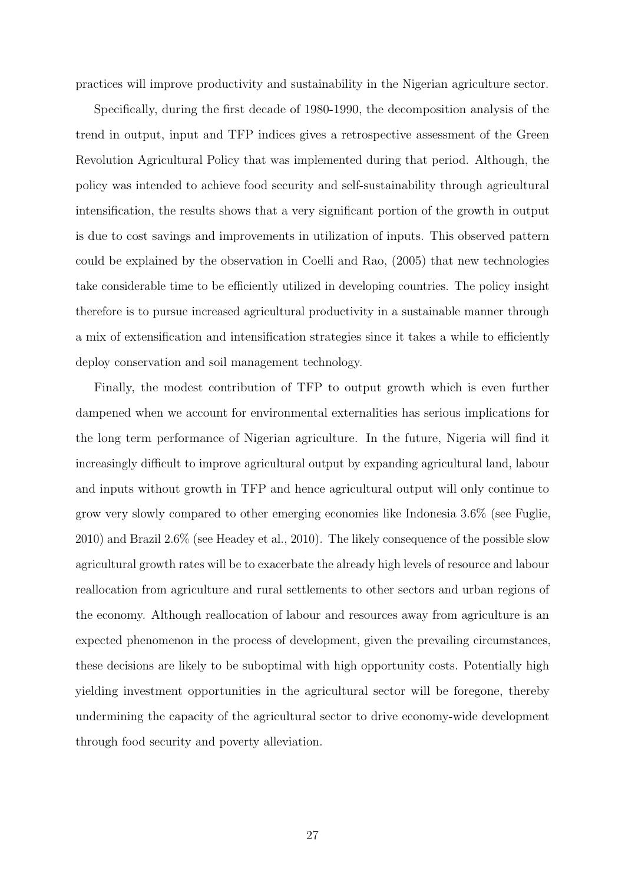practices will improve productivity and sustainability in the Nigerian agriculture sector.

Specifically, during the first decade of 1980-1990, the decomposition analysis of the trend in output, input and TFP indices gives a retrospective assessment of the Green Revolution Agricultural Policy that was implemented during that period. Although, the policy was intended to achieve food security and self-sustainability through agricultural intensification, the results shows that a very significant portion of the growth in output is due to cost savings and improvements in utilization of inputs. This observed pattern could be explained by the observation in Coelli and Rao, (2005) that new technologies take considerable time to be efficiently utilized in developing countries. The policy insight therefore is to pursue increased agricultural productivity in a sustainable manner through a mix of extensification and intensification strategies since it takes a while to efficiently deploy conservation and soil management technology.

Finally, the modest contribution of TFP to output growth which is even further dampened when we account for environmental externalities has serious implications for the long term performance of Nigerian agriculture. In the future, Nigeria will find it increasingly difficult to improve agricultural output by expanding agricultural land, labour and inputs without growth in TFP and hence agricultural output will only continue to grow very slowly compared to other emerging economies like Indonesia 3.6% (see Fuglie, 2010) and Brazil 2.6% (see Headey et al., 2010). The likely consequence of the possible slow agricultural growth rates will be to exacerbate the already high levels of resource and labour reallocation from agriculture and rural settlements to other sectors and urban regions of the economy. Although reallocation of labour and resources away from agriculture is an expected phenomenon in the process of development, given the prevailing circumstances, these decisions are likely to be suboptimal with high opportunity costs. Potentially high yielding investment opportunities in the agricultural sector will be foregone, thereby undermining the capacity of the agricultural sector to drive economy-wide development through food security and poverty alleviation.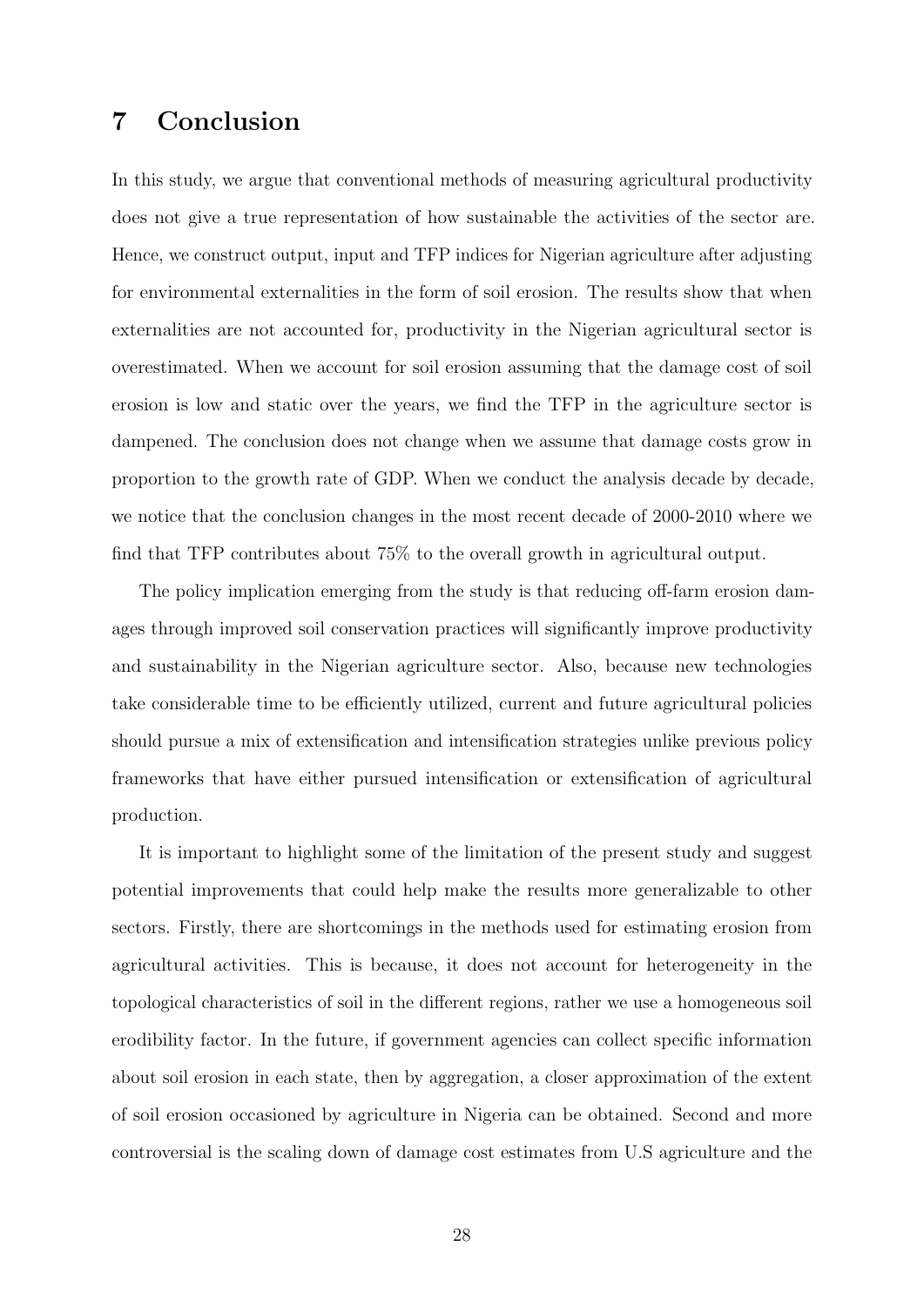# 7 Conclusion

In this study, we argue that conventional methods of measuring agricultural productivity does not give a true representation of how sustainable the activities of the sector are. Hence, we construct output, input and TFP indices for Nigerian agriculture after adjusting for environmental externalities in the form of soil erosion. The results show that when externalities are not accounted for, productivity in the Nigerian agricultural sector is overestimated. When we account for soil erosion assuming that the damage cost of soil erosion is low and static over the years, we find the TFP in the agriculture sector is dampened. The conclusion does not change when we assume that damage costs grow in proportion to the growth rate of GDP. When we conduct the analysis decade by decade, we notice that the conclusion changes in the most recent decade of 2000-2010 where we find that TFP contributes about 75% to the overall growth in agricultural output.

The policy implication emerging from the study is that reducing off-farm erosion damages through improved soil conservation practices will significantly improve productivity and sustainability in the Nigerian agriculture sector. Also, because new technologies take considerable time to be efficiently utilized, current and future agricultural policies should pursue a mix of extensification and intensification strategies unlike previous policy frameworks that have either pursued intensification or extensification of agricultural production.

It is important to highlight some of the limitation of the present study and suggest potential improvements that could help make the results more generalizable to other sectors. Firstly, there are shortcomings in the methods used for estimating erosion from agricultural activities. This is because, it does not account for heterogeneity in the topological characteristics of soil in the different regions, rather we use a homogeneous soil erodibility factor. In the future, if government agencies can collect specific information about soil erosion in each state, then by aggregation, a closer approximation of the extent of soil erosion occasioned by agriculture in Nigeria can be obtained. Second and more controversial is the scaling down of damage cost estimates from U.S agriculture and the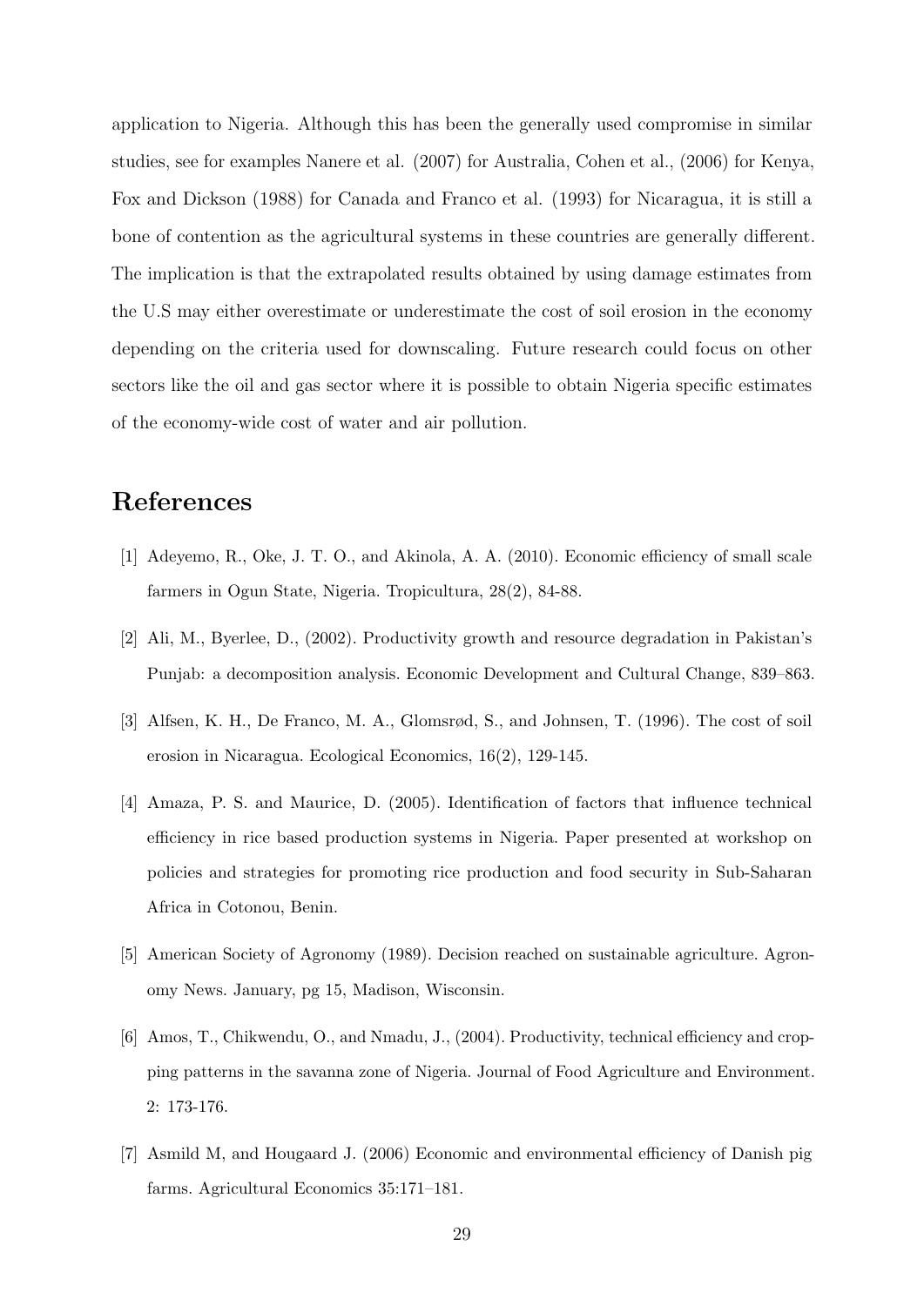application to Nigeria. Although this has been the generally used compromise in similar studies, see for examples Nanere et al. (2007) for Australia, Cohen et al., (2006) for Kenya, Fox and Dickson (1988) for Canada and Franco et al. (1993) for Nicaragua, it is still a bone of contention as the agricultural systems in these countries are generally different. The implication is that the extrapolated results obtained by using damage estimates from the U.S may either overestimate or underestimate the cost of soil erosion in the economy depending on the criteria used for downscaling. Future research could focus on other sectors like the oil and gas sector where it is possible to obtain Nigeria specific estimates of the economy-wide cost of water and air pollution.

# References

[1] Adeyemo, R., Oke, J. T. O., and Akinola, A. A. (2010). Economic efficiency of small scale farmers in Ogun State, Nigeria. Tropicultura, 28(2), 84-88.

[2] Ali, M., Byerlee, D., (2002). Productivity growth and resource degradation in Pakistan's Punjab: a decomposition analysis. Economic Development and Cultural Change, 839–863.

[3] Alfsen, K. H., De Franco, M. A., Glomsrød, S., and Johnsen, T. (1996). The cost of soil erosion in Nicaragua. Ecological Economics, 16(2), 129-145.

[4] Amaza, P. S. and Maurice, D. (2005). Identification of factors that influence technical efficiency in rice based production systems in Nigeria. Paper presented at workshop on policies and strategies for promoting rice production and food security in Sub-Saharan Africa in Cotonou, Benin.

[5] American Society of Agronomy (1989). Decision reached on sustainable agriculture. Agronomy News. January, pg 15, Madison, Wisconsin.

[6] Amos, T., Chikwendu, O., and Nmadu, J., (2004). Productivity, technical efficiency and cropping patterns in the savanna zone of Nigeria. Journal of Food Agriculture and Environment. 2: 173-176.

[7] Asmild M, and Hougaard J. (2006) Economic and environmental efficiency of Danish pig farms. Agricultural Economics 35:171–181.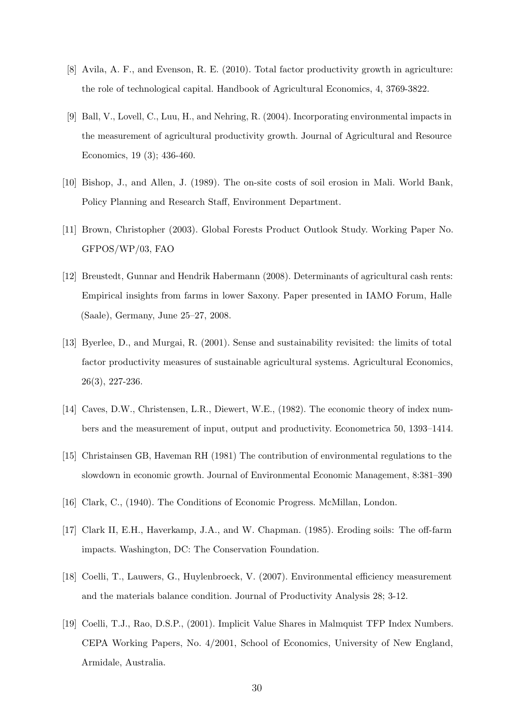[8] Avila, A. F., and Evenson, R. E. (2010). Total factor productivity growth in agriculture: the role of technological capital. Handbook of Agricultural Economics, 4, 3769-3822.

[9] Ball, V., Lovell, C., Luu, H., and Nehring, R. (2004). Incorporating environmental impacts in the measurement of agricultural productivity growth. Journal of Agricultural and Resource Economics, 19 (3); 436-460.

[10] Bishop, J., and Allen, J. (1989). The on-site costs of soil erosion in Mali. World Bank, Policy Planning and Research Staff, Environment Department.

[11] Brown, Christopher (2003). Global Forests Product Outlook Study. Working Paper No. GFPOS/WP/03, FAO

[12] Breustedt, Gunnar and Hendrik Habermann (2008). Determinants of agricultural cash rents: Empirical insights from farms in lower Saxony. Paper presented in IAMO Forum, Halle (Saale), Germany, June 25–27, 2008.

[13] Byerlee, D., and Murgai, R. (2001). Sense and sustainability revisited: the limits of total factor productivity measures of sustainable agricultural systems. Agricultural Economics, 26(3), 227-236.

[14] Caves, D.W., Christensen, L.R., Diewert, W.E., (1982). The economic theory of index numbers and the measurement of input, output and productivity. Econometrica 50, 1393–1414.

[15] Christainsen GB, Haveman RH (1981) The contribution of environmental regulations to the slowdown in economic growth. Journal of Environmental Economic Management, 8:381–390

[16] Clark, C., (1940). The Conditions of Economic Progress. McMillan, London.

[17] Clark II, E.H., Haverkamp, J.A., and W. Chapman. (1985). Eroding soils: The off-farm impacts. Washington, DC: The Conservation Foundation.

[18] Coelli, T., Lauwers, G., Huylenbroeck, V. (2007). Environmental efficiency measurement and the materials balance condition. Journal of Productivity Analysis 28; 3-12.

[19] Coelli, T.J., Rao, D.S.P., (2001). Implicit Value Shares in Malmquist TFP Index Numbers. CEPA Working Papers, No. 4/2001, School of Economics, University of New England, Armidale, Australia.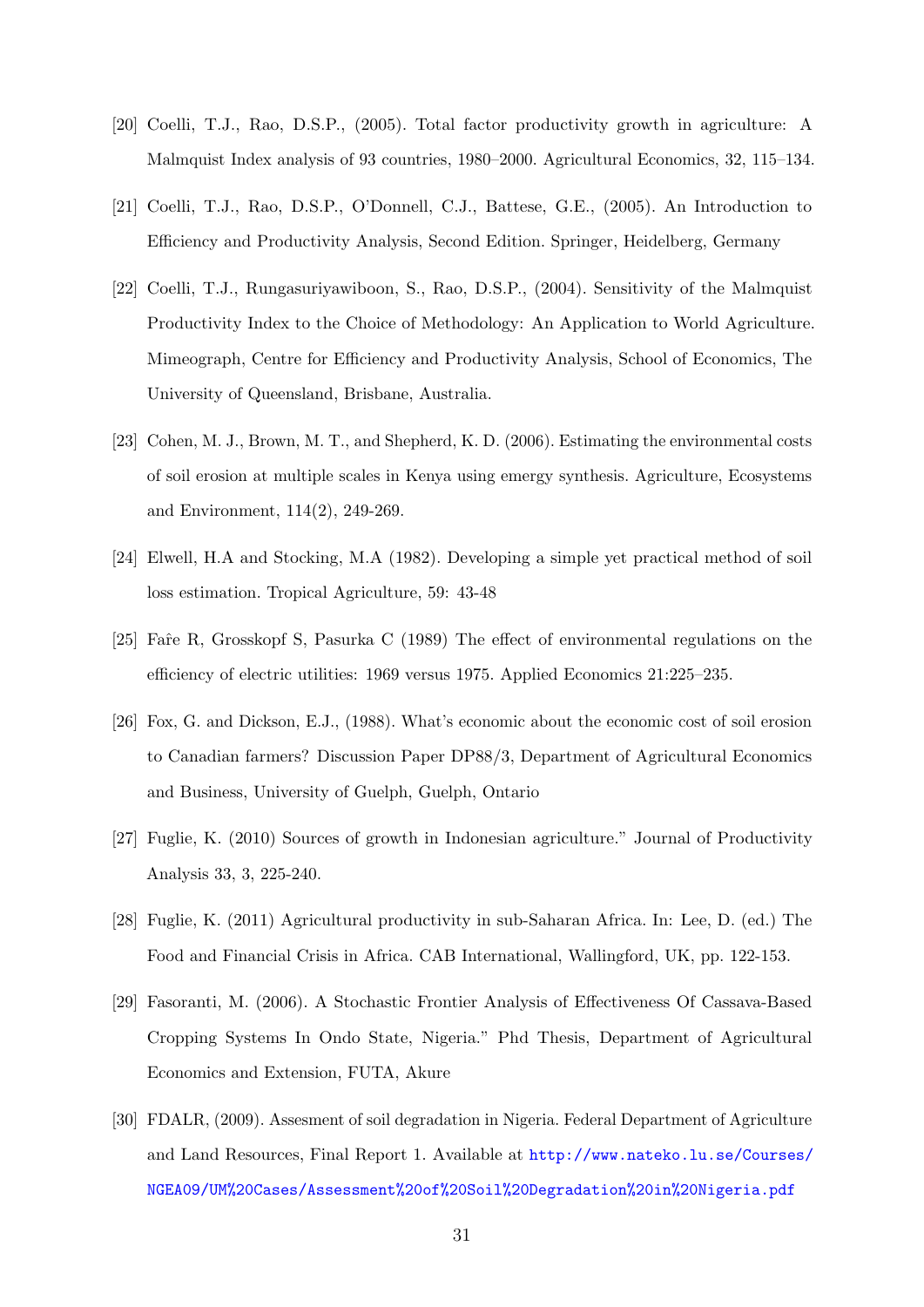[20] Coelli, T.J., Rao, D.S.P., (2005). Total factor productivity growth in agriculture: A Malmquist Index analysis of 93 countries, 1980–2000. Agricultural Economics, 32, 115–134.

[21] Coelli, T.J., Rao, D.S.P., O'Donnell, C.J., Battese, G.E., (2005). An Introduction to Efficiency and Productivity Analysis, Second Edition. Springer, Heidelberg, Germany

[22] Coelli, T.J., Rungasuriyawiboon, S., Rao, D.S.P., (2004). Sensitivity of the Malmquist Productivity Index to the Choice of Methodology: An Application to World Agriculture. Mimeograph, Centre for Efficiency and Productivity Analysis, School of Economics, The University of Queensland, Brisbane, Australia.

[23] Cohen, M. J., Brown, M. T., and Shepherd, K. D. (2006). Estimating the environmental costs of soil erosion at multiple scales in Kenya using emergy synthesis. Agriculture, Ecosystems and Environment, 114(2), 249-269.

[24] Elwell, H.A and Stocking, M.A (1982). Developing a simple yet practical method of soil loss estimation. Tropical Agriculture, 59: 43-48

[25] Faȓe R, Grosskopf S, Pasurka C (1989) The effect of environmental regulations on the efficiency of electric utilities: 1969 versus 1975. Applied Economics 21:225–235.

[26] Fox, G. and Dickson, E.J., (1988). What's economic about the economic cost of soil erosion to Canadian farmers? Discussion Paper DP88/3, Department of Agricultural Economics and Business, University of Guelph, Guelph, Ontario

[27] Fuglie, K. (2010) Sources of growth in Indonesian agriculture." Journal of Productivity Analysis 33, 3, 225-240.

[28] Fuglie, K. (2011) Agricultural productivity in sub-Saharan Africa. In: Lee, D. (ed.) The Food and Financial Crisis in Africa. CAB International, Wallingford, UK, pp. 122-153.

[29] Fasoranti, M. (2006). A Stochastic Frontier Analysis of Effectiveness Of Cassava-Based Cropping Systems In Ondo State, Nigeria." Phd Thesis, Department of Agricultural Economics and Extension, FUTA, Akure

[30] FDALR, (2009). Assesment of soil degradation in Nigeria. Federal Department of Agriculture and Land Resources, Final Report 1. Available at http://www.nateko.lu.se/Courses/NGEA09/UM%20Cases/Assessment%20of%20Soil%20Degradation%20in%20Nigeria.pdf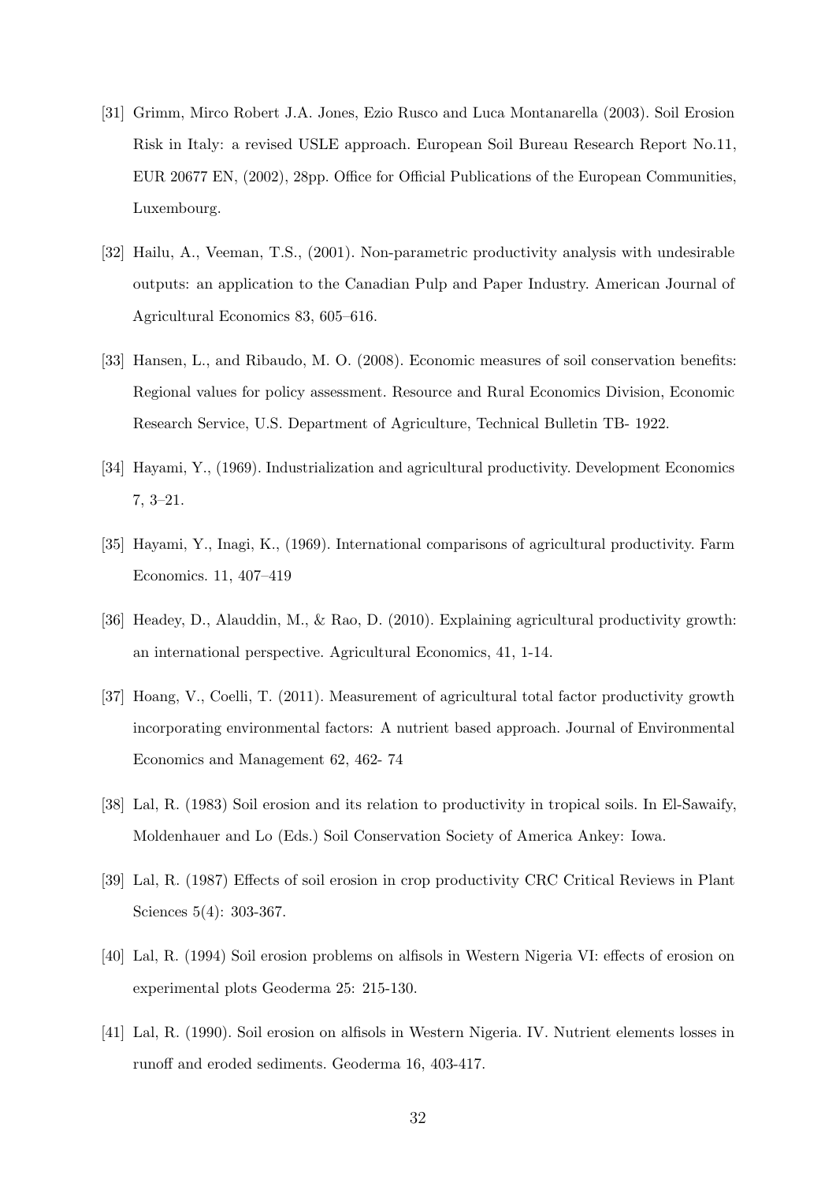[31] Grimm, Mirco Robert J.A. Jones, Ezio Rusco and Luca Montanarella (2003). Soil Erosion Risk in Italy: a revised USLE approach. European Soil Bureau Research Report No.11, EUR 20677 EN, (2002), 28pp. Office for Official Publications of the European Communities, Luxembourg.

[32] Hailu, A., Veeman, T.S., (2001). Non-parametric productivity analysis with undesirable outputs: an application to the Canadian Pulp and Paper Industry. American Journal of Agricultural Economics 83, 605–616.

[33] Hansen, L., and Ribaudo, M. O. (2008). Economic measures of soil conservation benefits: Regional values for policy assessment. Resource and Rural Economics Division, Economic Research Service, U.S. Department of Agriculture, Technical Bulletin TB- 1922.

[34] Hayami, Y., (1969). Industrialization and agricultural productivity. Development Economics 7, 3–21.

[35] Hayami, Y., Inagi, K., (1969). International comparisons of agricultural productivity. Farm Economics. 11, 407–419

[36] Headey, D., Alauddin, M., & Rao, D. (2010). Explaining agricultural productivity growth: an international perspective. Agricultural Economics, 41, 1-14.

[37] Hoang, V., Coelli, T. (2011). Measurement of agricultural total factor productivity growth incorporating environmental factors: A nutrient based approach. Journal of Environmental Economics and Management 62, 462- 74

[38] Lal, R. (1983) Soil erosion and its relation to productivity in tropical soils. In El-Sawaify, Moldenhauer and Lo (Eds.) Soil Conservation Society of America Ankey: Iowa.

[39] Lal, R. (1987) Effects of soil erosion in crop productivity CRC Critical Reviews in Plant Sciences 5(4): 303-367.

[40] Lal, R. (1994) Soil erosion problems on alfisols in Western Nigeria VI: effects of erosion on experimental plots Geoderma 25: 215-130.

[41] Lal, R. (1990). Soil erosion on alfisols in Western Nigeria. IV. Nutrient elements losses in runoff and eroded sediments. Geoderma 16, 403-417.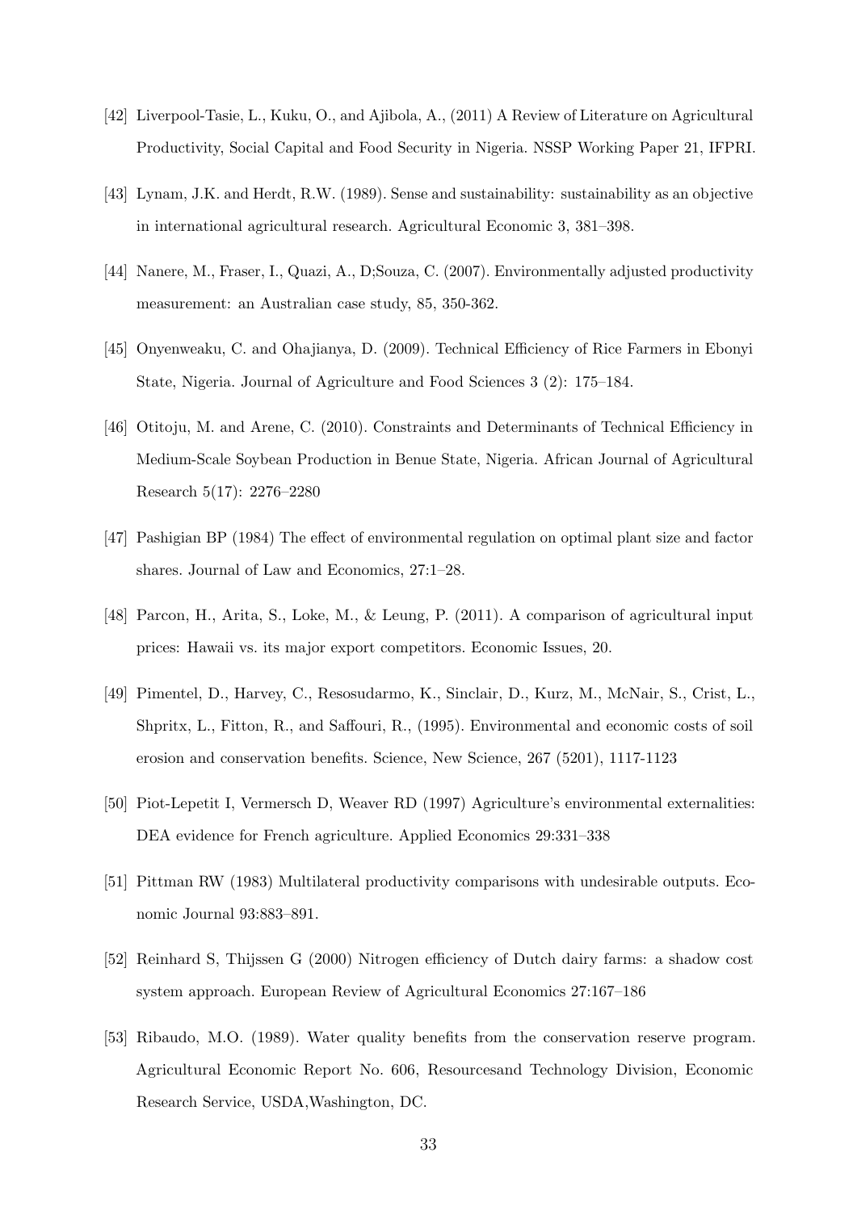[42] Liverpool-Tasie, L., Kuku, O., and Ajibola, A., (2011) A Review of Literature on Agricultural Productivity, Social Capital and Food Security in Nigeria. NSSP Working Paper 21, IFPRI.

[43] Lynam, J.K. and Herdt, R.W. (1989). Sense and sustainability: sustainability as an objective in international agricultural research. Agricultural Economic 3, 381–398.

[44] Nanere, M., Fraser, I., Quazi, A., D;Souza, C. (2007). Environmentally adjusted productivity measurement: an Australian case study, 85, 350-362.

[45] Onyenweaku, C. and Ohajianya, D. (2009). Technical Efficiency of Rice Farmers in Ebonyi State, Nigeria. Journal of Agriculture and Food Sciences 3 (2): 175–184.

[46] Otitoju, M. and Arene, C. (2010). Constraints and Determinants of Technical Efficiency in Medium-Scale Soybean Production in Benue State, Nigeria. African Journal of Agricultural Research 5(17): 2276–2280

[47] Pashigian BP (1984) The effect of environmental regulation on optimal plant size and factor shares. Journal of Law and Economics, 27:1–28.

[48] Parcon, H., Arita, S., Loke, M., & Leung, P. (2011). A comparison of agricultural input prices: Hawaii vs. its major export competitors. Economic Issues, 20.

[49] Pimentel, D., Harvey, C., Resosudarmo, K., Sinclair, D., Kurz, M., McNair, S., Crist, L., Shpritx, L., Fitton, R., and Saffouri, R., (1995). Environmental and economic costs of soil erosion and conservation benefits. Science, New Science, 267 (5201), 1117-1123

[50] Piot-Lepetit I, Vermersch D, Weaver RD (1997) Agriculture's environmental externalities: DEA evidence for French agriculture. Applied Economics 29:331–338

[51] Pittman RW (1983) Multilateral productivity comparisons with undesirable outputs. Economic Journal 93:883–891.

[52] Reinhard S, Thijssen G (2000) Nitrogen efficiency of Dutch dairy farms: a shadow cost system approach. European Review of Agricultural Economics 27:167–186

[53] Ribaudo, M.O. (1989). Water quality benefits from the conservation reserve program. Agricultural Economic Report No. 606, Resourcesand Technology Division, Economic Research Service, USDA,Washington, DC.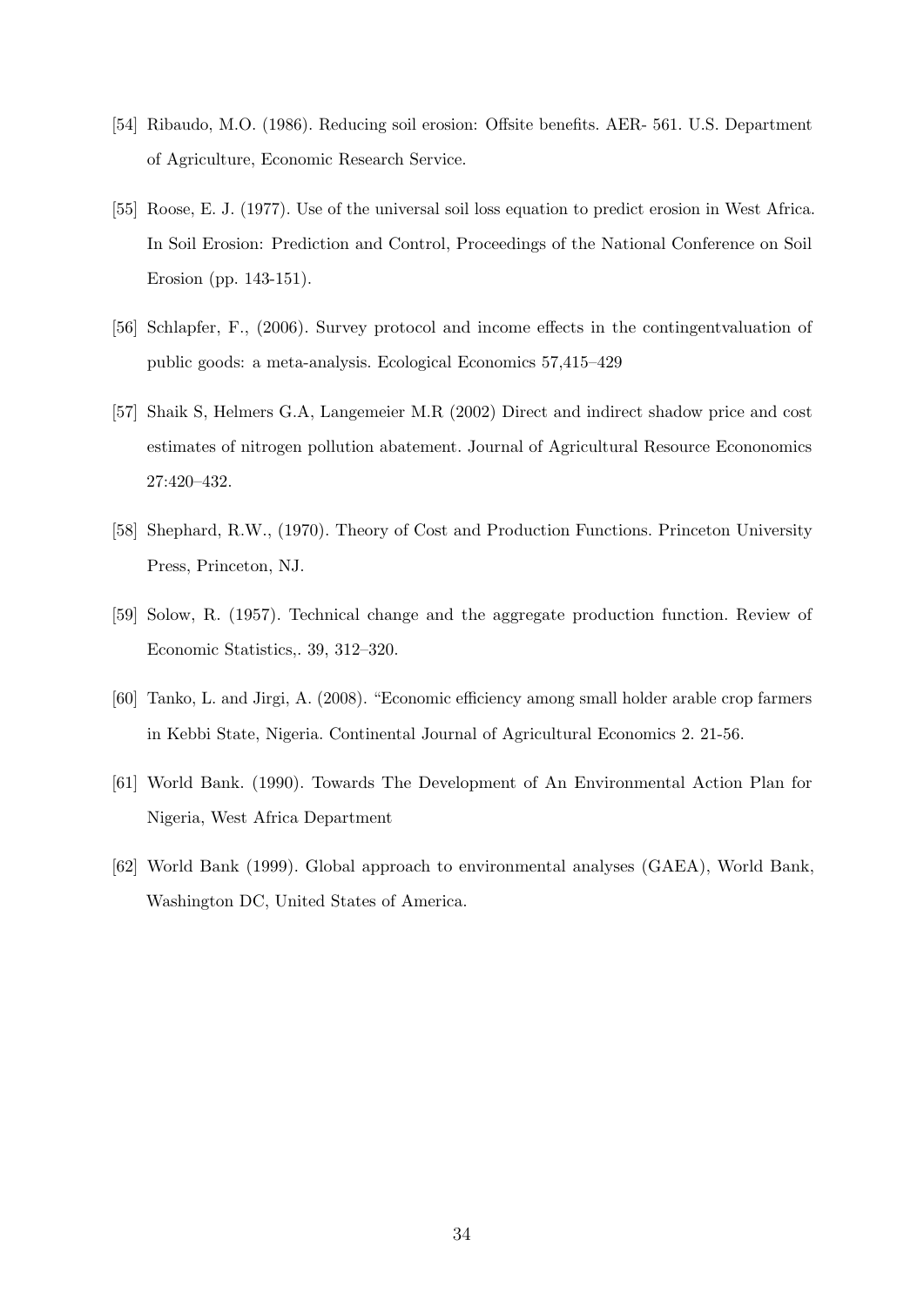[54] Ribaudo, M.O. (1986). Reducing soil erosion: Offsite benefits. AER- 561. U.S. Department of Agriculture, Economic Research Service.

[55] Roose, E. J. (1977). Use of the universal soil loss equation to predict erosion in West Africa. In Soil Erosion: Prediction and Control, Proceedings of the National Conference on Soil Erosion (pp. 143-151).

[56] Schlapfer, F., (2006). Survey protocol and income effects in the contingentvaluation of public goods: a meta-analysis. Ecological Economics 57,415–429

[57] Shaik S, Helmers G.A, Langemeier M.R (2002) Direct and indirect shadow price and cost estimates of nitrogen pollution abatement. Journal of Agricultural Resource Econonomics 27:420–432.

[58] Shephard, R.W., (1970). Theory of Cost and Production Functions. Princeton University Press, Princeton, NJ.

[59] Solow, R. (1957). Technical change and the aggregate production function. Review of Economic Statistics,. 39, 312–320.

[60] Tanko, L. and Jirgi, A. (2008). "Economic efficiency among small holder arable crop farmers in Kebbi State, Nigeria. Continental Journal of Agricultural Economics 2. 21-56.

[61] World Bank. (1990). Towards The Development of An Environmental Action Plan for Nigeria, West Africa Department

[62] World Bank (1999). Global approach to environmental analyses (GAEA), World Bank, Washington DC, United States of America.